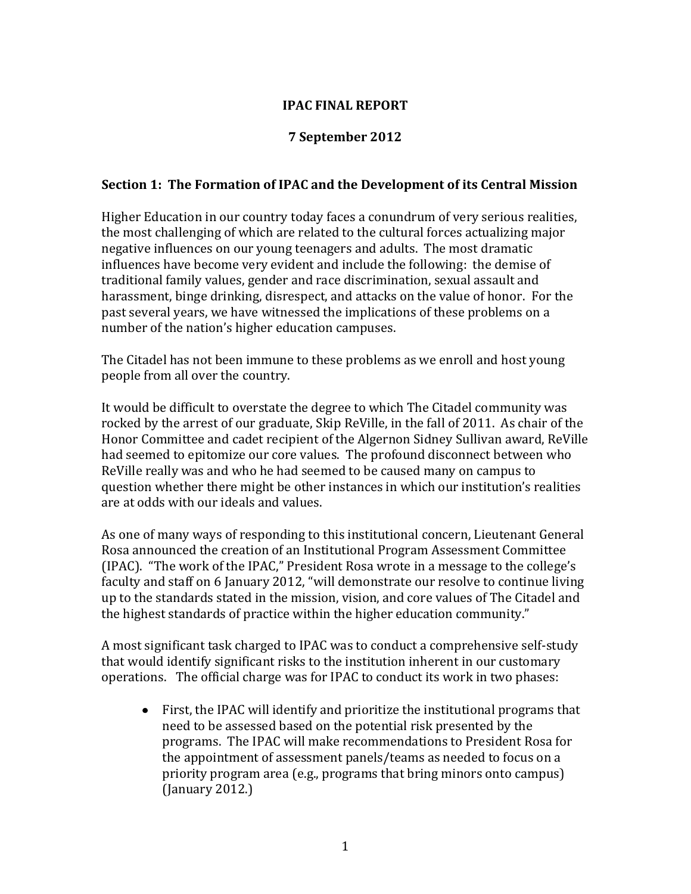# IPAC FINAL REPORT

## 7 September 2012

### Section 1: The Formation of IPAC and the Development of its Central Mission

Higher Education in our country today faces a conundrum of very serious realities, the most challenging of which are related to the cultural forces actualizing major negative influences on our young teenagers and adults. The most dramatic influences have become very evident and include the following: the demise of traditional family values, gender and race discrimination, sexual assault and harassment, binge drinking, disrespect, and attacks on the value of honor. For the past several years, we have witnessed the implications of these problems on a number of the nation's higher education campuses.

The Citadel has not been immune to these problems as we enroll and host young people from all over the country.

It would be difficult to overstate the degree to which The Citadel community was rocked by the arrest of our graduate, Skip ReVille, in the fall of 2011. As chair of the Honor Committee and cadet recipient of the Algernon Sidney Sullivan award, ReVille had seemed to epitomize our core values. The profound disconnect between who ReVille really was and who he had seemed to be caused many on campus to question whether there might be other instances in which our institution's realities are at odds with our ideals and values.

As one of many ways of responding to this institutional concern, Lieutenant General Rosa announced the creation of an Institutional Program Assessment Committee (IPAC). "The work of the IPAC," President Rosa wrote in a message to the college's faculty and staff on 6 January 2012, "will demonstrate our resolve to continue living up to the standards stated in the mission, vision, and core values of The Citadel and the highest standards of practice within the higher education community."

A most significant task charged to IPAC was to conduct a comprehensive self-study that would identify significant risks to the institution inherent in our customary operations. The official charge was for IPAC to conduct its work in two phases:

- First, the IPAC will identify and prioritize the institutional programs that need to be assessed based on the potential risk presented by the programs. The IPAC will make recommendations to President Rosa for the appointment of assessment panels/teams as needed to focus on a priority program area (e.g., programs that bring minors onto campus) (January 2012.)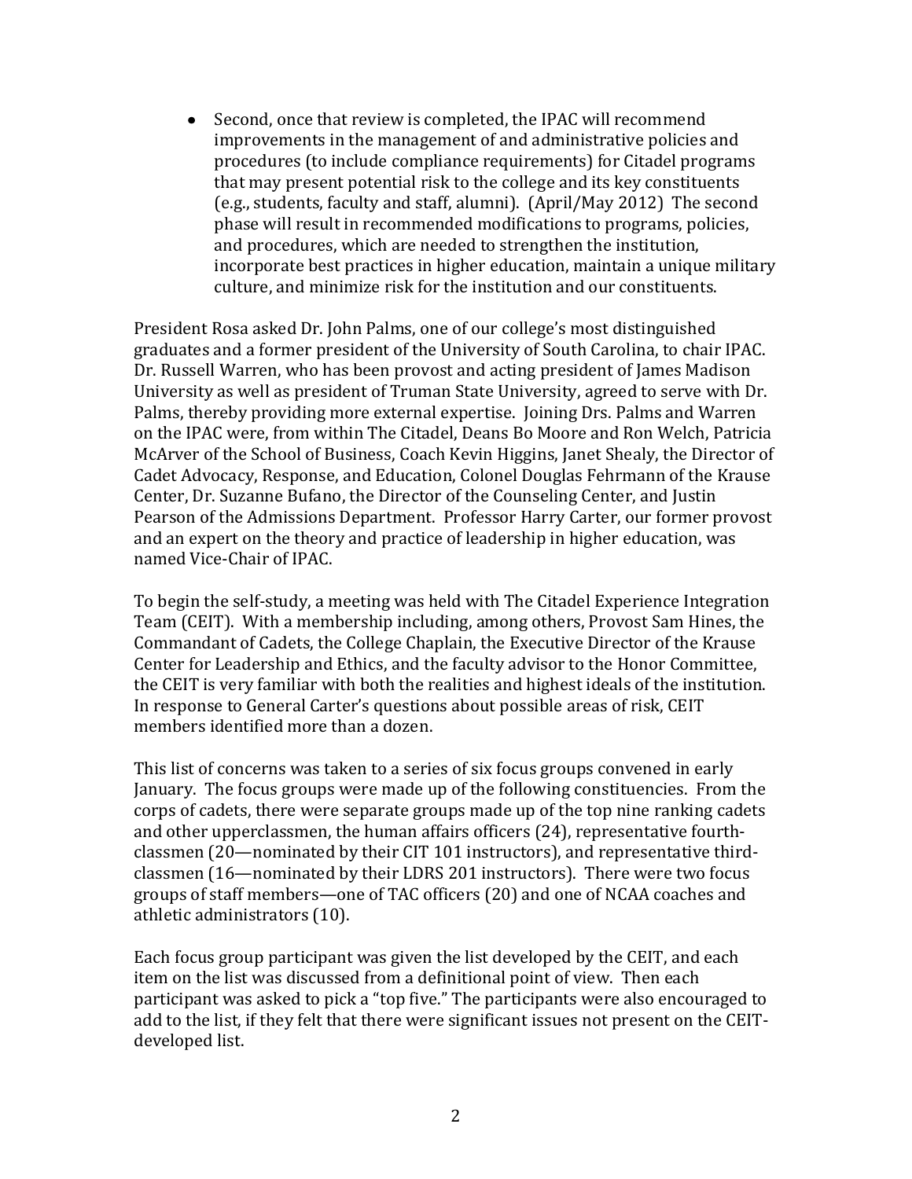- Second, once that review is completed, the IPAC will recommend improvements in the management of and administrative policies and procedures (to include compliance requirements) for Citadel programs that may present potential risk to the college and its key constituents (e.g., students, faculty and staff, alumni). (April/May 2012) The second phase will result in recommended modifications to programs, policies, and procedures, which are needed to strengthen the institution, incorporate best practices in higher education, maintain a unique military culture, and minimize risk for the institution and our constituents.

President Rosa asked Dr. John Palms, one of our college's most distinguished graduates and a former president of the University of South Carolina, to chair IPAC. Dr. Russell Warren, who has been provost and acting president of James Madison University as well as president of Truman State University, agreed to serve with Dr. Palms, thereby providing more external expertise. Joining Drs. Palms and Warren on the IPAC were, from within The Citadel, Deans Bo Moore and Ron Welch, Patricia McArver of the School of Business, Coach Kevin Higgins, Janet Shealy, the Director of Cadet Advocacy, Response, and Education, Colonel Douglas Fehrmann of the Krause Center, Dr. Suzanne Bufano, the Director of the Counseling Center, and Justin Pearson of the Admissions Department. Professor Harry Carter, our former provost and an expert on the theory and practice of leadership in higher education, was named Vice-Chair of IPAC.

To begin the self-study, a meeting was held with The Citadel Experience Integration Team (CEIT). With a membership including, among others, Provost Sam Hines, the Commandant of Cadets, the College Chaplain, the Executive Director of the Krause Center for Leadership and Ethics, and the faculty advisor to the Honor Committee, the CEIT is very familiar with both the realities and highest ideals of the institution. In response to General Carter's questions about possible areas of risk, CEIT members identified more than a dozen.

This list of concerns was taken to a series of six focus groups convened in early January. The focus groups were made up of the following constituencies. From the corps of cadets, there were separate groups made up of the top nine ranking cadets and other upperclassmen, the human affairs officers (24), representative fourth-classmen (20—nominated by their CIT 101 instructors), and representative third-classmen (16—nominated by their LDRS 201 instructors). There were two focus groups of staff members—one of TAC officers (20) and one of NCAA coaches and athletic administrators (10).

Each focus group participant was given the list developed by the CEIT, and each item on the list was discussed from a definitional point of view. Then each participant was asked to pick a "top five." The participants were also encouraged to add to the list, if they felt that there were significant issues not present on the CEIT-developed list.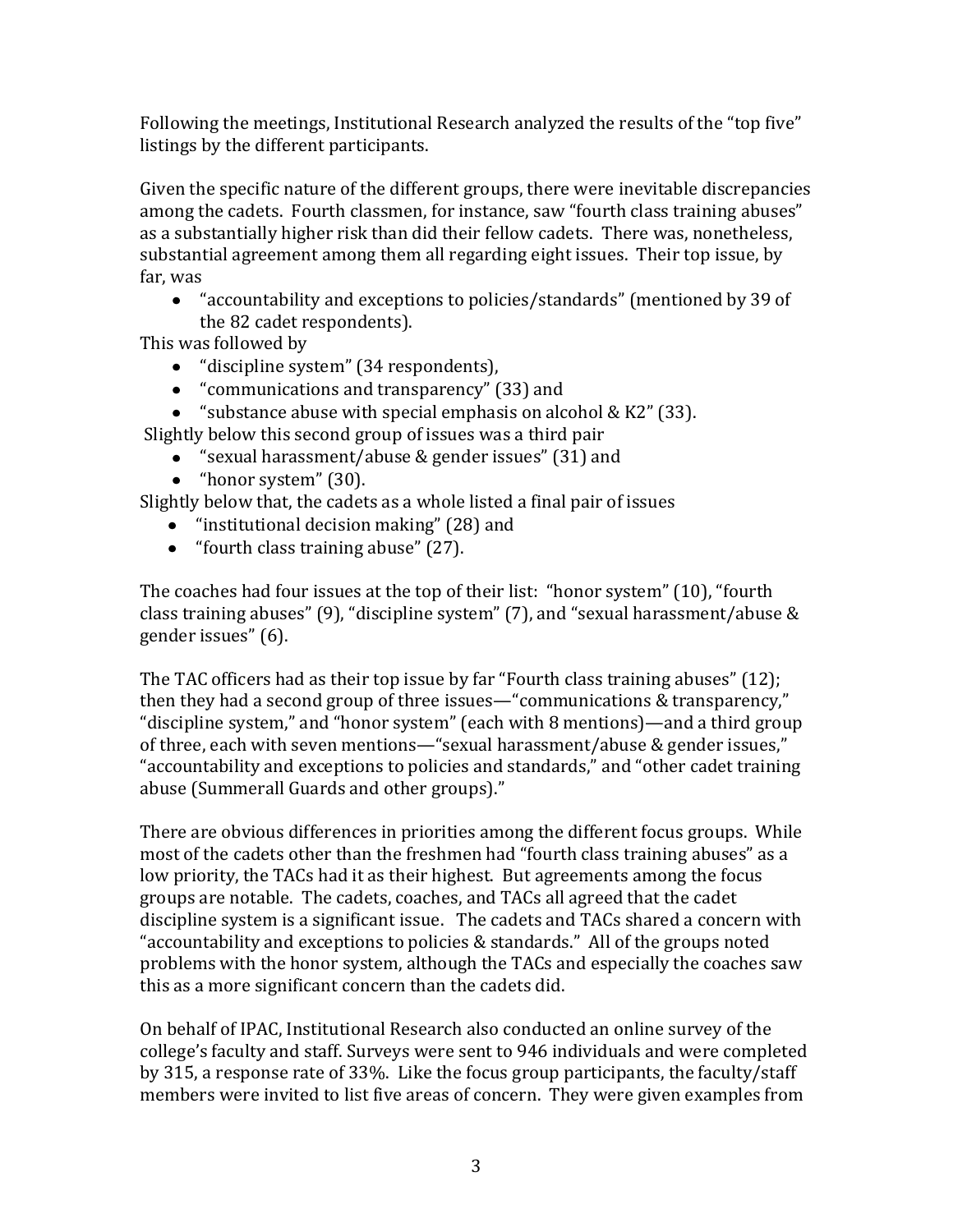Following the meetings, Institutional Research analyzed the results of the "top five" listings by the different participants.

Given the specific nature of the different groups, there were inevitable discrepancies among the cadets. Fourth classmen, for instance, saw "fourth class training abuses" as a substantially higher risk than did their fellow cadets. There was, nonetheless, substantial agreement among them all regarding eight issues. Their top issue, by far, was

- "accountability and exceptions to policies/standards" (mentioned by 39 of the 82 cadet respondents).

This was followed by

- "discipline system" (34 respondents),
- "communications and transparency" (33) and
- "substance abuse with special emphasis on alcohol & K2" (33).

Slightly below this second group of issues was a third pair

- "sexual harassment/abuse & gender issues" (31) and
- "honor system" (30).

Slightly below that, the cadets as a whole listed a final pair of issues

- "institutional decision making" (28) and
- "fourth class training abuse" (27).

The coaches had four issues at the top of their list: "honor system" (10), "fourth class training abuses" (9), "discipline system" (7), and "sexual harassment/abuse & gender issues" (6).

The TAC officers had as their top issue by far "Fourth class training abuses" (12); then they had a second group of three issues—"communications & transparency," "discipline system," and "honor system" (each with 8 mentions)—and a third group of three, each with seven mentions—"sexual harassment/abuse & gender issues," "accountability and exceptions to policies and standards," and "other cadet training abuse (Summerall Guards and other groups)."

There are obvious differences in priorities among the different focus groups. While most of the cadets other than the freshmen had "fourth class training abuses" as a low priority, the TACs had it as their highest. But agreements among the focus groups are notable. The cadets, coaches, and TACs all agreed that the cadet discipline system is a significant issue. The cadets and TACs shared a concern with "accountability and exceptions to policies & standards." All of the groups noted problems with the honor system, although the TACs and especially the coaches saw this as a more significant concern than the cadets did.

On behalf of IPAC, Institutional Research also conducted an online survey of the college's faculty and staff. Surveys were sent to 946 individuals and were completed by 315, a response rate of 33%. Like the focus group participants, the faculty/staff members were invited to list five areas of concern. They were given examples from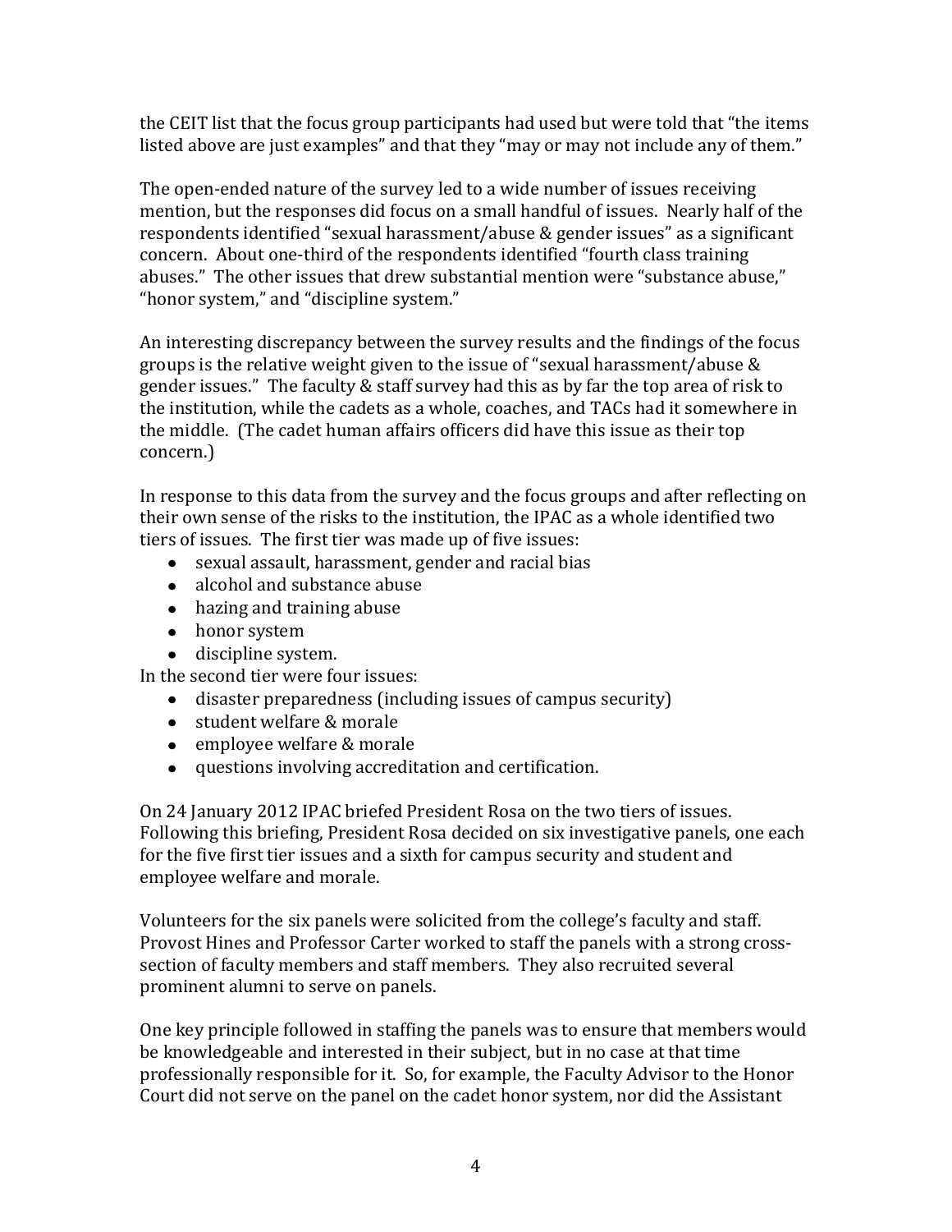the CEIT list that the focus group participants had used but were told that "the items listed above are just examples" and that they "may or may not include any of them."

The open-ended nature of the survey led to a wide number of issues receiving mention, but the responses did focus on a small handful of issues. Nearly half of the respondents identified "sexual harassment/abuse & gender issues" as a significant concern. About one-third of the respondents identified "fourth class training abuses." The other issues that drew substantial mention were "substance abuse," "honor system," and "discipline system."

An interesting discrepancy between the survey results and the findings of the focus groups is the relative weight given to the issue of "sexual harassment/abuse & gender issues." The faculty & staff survey had this as by far the top area of risk to the institution, while the cadets as a whole, coaches, and TACs had it somewhere in the middle. (The cadet human affairs officers did have this issue as their top concern.)

In response to this data from the survey and the focus groups and after reflecting on their own sense of the risks to the institution, the IPAC as a whole identified two tiers of issues. The first tier was made up of five issues:

- sexual assault, harassment, gender and racial bias
- alcohol and substance abuse
- hazing and training abuse
- honor system
- discipline system.

In the second tier were four issues:

- disaster preparedness (including issues of campus security)
- student welfare & morale
- employee welfare & morale
- questions involving accreditation and certification.

On 24 January 2012 IPAC briefed President Rosa on the two tiers of issues. Following this briefing, President Rosa decided on six investigative panels, one each for the five first tier issues and a sixth for campus security and student and employee welfare and morale.

Volunteers for the six panels were solicited from the college's faculty and staff. Provost Hines and Professor Carter worked to staff the panels with a strong cross-section of faculty members and staff members. They also recruited several prominent alumni to serve on panels.

One key principle followed in staffing the panels was to ensure that members would be knowledgeable and interested in their subject, but in no case at that time professionally responsible for it. So, for example, the Faculty Advisor to the Honor Court did not serve on the panel on the cadet honor system, nor did the Assistant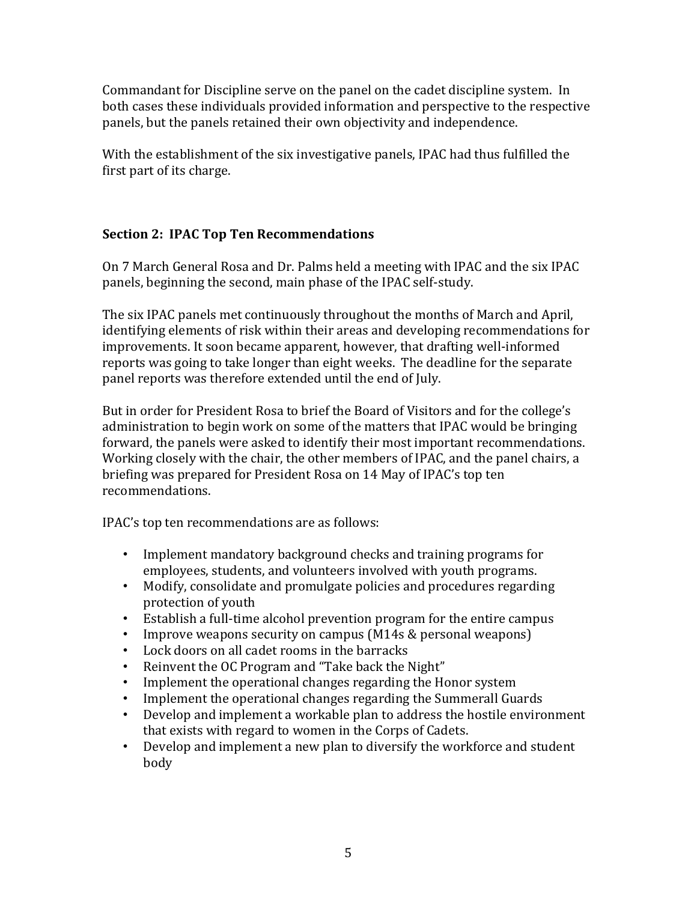Commandant for Discipline serve on the panel on the cadet discipline system. In both cases these individuals provided information and perspective to the respective panels, but the panels retained their own objectivity and independence.

With the establishment of the six investigative panels, IPAC had thus fulfilled the first part of its charge.

## Section 2: IPAC Top Ten Recommendations

On 7 March General Rosa and Dr. Palms held a meeting with IPAC and the six IPAC panels, beginning the second, main phase of the IPAC self-study.

The six IPAC panels met continuously throughout the months of March and April, identifying elements of risk within their areas and developing recommendations for improvements. It soon became apparent, however, that drafting well-informed reports was going to take longer than eight weeks. The deadline for the separate panel reports was therefore extended until the end of July.

But in order for President Rosa to brief the Board of Visitors and for the college's administration to begin work on some of the matters that IPAC would be bringing forward, the panels were asked to identify their most important recommendations. Working closely with the chair, the other members of IPAC, and the panel chairs, a briefing was prepared for President Rosa on 14 May of IPAC's top ten recommendations.

IPAC's top ten recommendations are as follows:

- Implement mandatory background checks and training programs for employees, students, and volunteers involved with youth programs.
- Modify, consolidate and promulgate policies and procedures regarding protection of youth
- Establish a full-time alcohol prevention program for the entire campus
- Improve weapons security on campus (M14s & personal weapons)
- Lock doors on all cadet rooms in the barracks
- Reinvent the OC Program and "Take back the Night"
- Implement the operational changes regarding the Honor system
- Implement the operational changes regarding the Summerall Guards
- Develop and implement a workable plan to address the hostile environment that exists with regard to women in the Corps of Cadets.
- Develop and implement a new plan to diversify the workforce and student body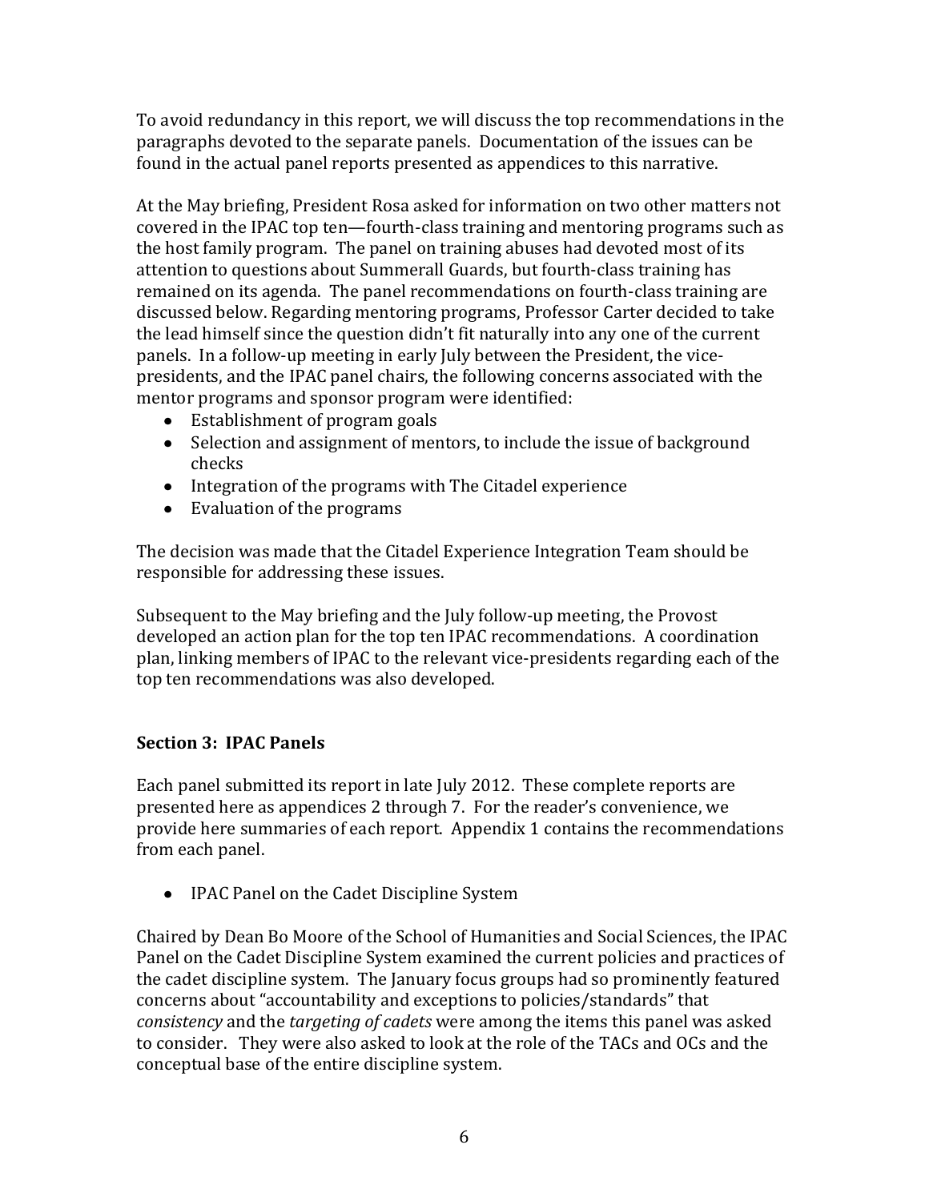To avoid redundancy in this report, we will discuss the top recommendations in the paragraphs devoted to the separate panels. Documentation of the issues can be found in the actual panel reports presented as appendices to this narrative.

At the May briefing, President Rosa asked for information on two other matters not covered in the IPAC top ten—fourth-class training and mentoring programs such as the host family program. The panel on training abuses had devoted most of its attention to questions about Summerall Guards, but fourth-class training has remained on its agenda. The panel recommendations on fourth-class training are discussed below. Regarding mentoring programs, Professor Carter decided to take the lead himself since the question didn't fit naturally into any one of the current panels. In a follow-up meeting in early July between the President, the vice-presidents, and the IPAC panel chairs, the following concerns associated with the mentor programs and sponsor program were identified:

- Establishment of program goals
- Selection and assignment of mentors, to include the issue of background checks
- Integration of the programs with The Citadel experience
- Evaluation of the programs

The decision was made that the Citadel Experience Integration Team should be responsible for addressing these issues.

Subsequent to the May briefing and the July follow-up meeting, the Provost developed an action plan for the top ten IPAC recommendations. A coordination plan, linking members of IPAC to the relevant vice-presidents regarding each of the top ten recommendations was also developed.

## Section 3: IPAC Panels

Each panel submitted its report in late July 2012. These complete reports are presented here as appendices 2 through 7. For the reader's convenience, we provide here summaries of each report. Appendix 1 contains the recommendations from each panel.

- IPAC Panel on the Cadet Discipline System

Chaired by Dean Bo Moore of the School of Humanities and Social Sciences, the IPAC Panel on the Cadet Discipline System examined the current policies and practices of the cadet discipline system. The January focus groups had so prominently featured concerns about "accountability and exceptions to policies/standards" that *consistency* and the *targeting of cadets* were among the items this panel was asked to consider. They were also asked to look at the role of the TACs and OCs and the conceptual base of the entire discipline system.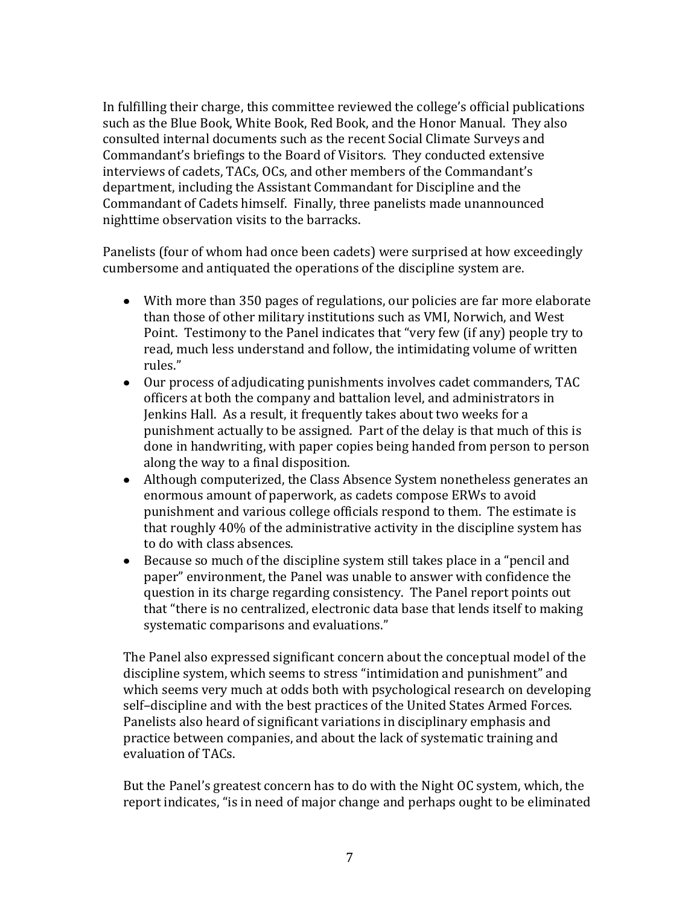In fulfilling their charge, this committee reviewed the college's official publications such as the Blue Book, White Book, Red Book, and the Honor Manual. They also consulted internal documents such as the recent Social Climate Surveys and Commandant's briefings to the Board of Visitors. They conducted extensive interviews of cadets, TACs, OCs, and other members of the Commandant's department, including the Assistant Commandant for Discipline and the Commandant of Cadets himself. Finally, three panelists made unannounced nighttime observation visits to the barracks.

Panelists (four of whom had once been cadets) were surprised at how exceedingly cumbersome and antiquated the operations of the discipline system are.

- With more than 350 pages of regulations, our policies are far more elaborate than those of other military institutions such as VMI, Norwich, and West Point. Testimony to the Panel indicates that "very few (if any) people try to read, much less understand and follow, the intimidating volume of written rules."
- Our process of adjudicating punishments involves cadet commanders, TAC officers at both the company and battalion level, and administrators in Jenkins Hall. As a result, it frequently takes about two weeks for a punishment actually to be assigned. Part of the delay is that much of this is done in handwriting, with paper copies being handed from person to person along the way to a final disposition.
- Although computerized, the Class Absence System nonetheless generates an enormous amount of paperwork, as cadets compose ERWs to avoid punishment and various college officials respond to them. The estimate is that roughly 40% of the administrative activity in the discipline system has to do with class absences.
- Because so much of the discipline system still takes place in a "pencil and paper" environment, the Panel was unable to answer with confidence the question in its charge regarding consistency. The Panel report points out that "there is no centralized, electronic data base that lends itself to making systematic comparisons and evaluations."

The Panel also expressed significant concern about the conceptual model of the discipline system, which seems to stress "intimidation and punishment" and which seems very much at odds both with psychological research on developing self–discipline and with the best practices of the United States Armed Forces. Panelists also heard of significant variations in disciplinary emphasis and practice between companies, and about the lack of systematic training and evaluation of TACs.

But the Panel's greatest concern has to do with the Night OC system, which, the report indicates, "is in need of major change and perhaps ought to be eliminated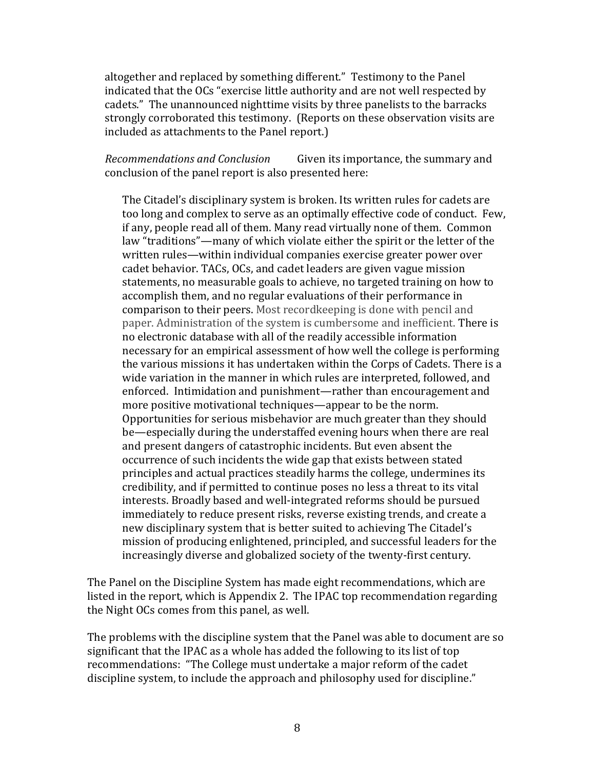altogether and replaced by something different." Testimony to the Panel indicated that the OCs "exercise little authority and are not well respected by cadets." The unannounced nighttime visits by three panelists to the barracks strongly corroborated this testimony. (Reports on these observation visits are included as attachments to the Panel report.)

*Recommendations and Conclusion* Given its importance, the summary and conclusion of the panel report is also presented here:

> The Citadel's disciplinary system is broken. Its written rules for cadets are too long and complex to serve as an optimally effective code of conduct. Few, if any, people read all of them. Many read virtually none of them. Common law "traditions"—many of which violate either the spirit or the letter of the written rules—within individual companies exercise greater power over cadet behavior. TACs, OCs, and cadet leaders are given vague mission statements, no measurable goals to achieve, no targeted training on how to accomplish them, and no regular evaluations of their performance in comparison to their peers. Most recordkeeping is done with pencil and paper. Administration of the system is cumbersome and inefficient. There is no electronic database with all of the readily accessible information necessary for an empirical assessment of how well the college is performing the various missions it has undertaken within the Corps of Cadets. There is a wide variation in the manner in which rules are interpreted, followed, and enforced. Intimidation and punishment—rather than encouragement and more positive motivational techniques—appear to be the norm. Opportunities for serious misbehavior are much greater than they should be—especially during the understaffed evening hours when there are real and present dangers of catastrophic incidents. But even absent the occurrence of such incidents the wide gap that exists between stated principles and actual practices steadily harms the college, undermines its credibility, and if permitted to continue poses no less a threat to its vital interests. Broadly based and well-integrated reforms should be pursued immediately to reduce present risks, reverse existing trends, and create a new disciplinary system that is better suited to achieving The Citadel's mission of producing enlightened, principled, and successful leaders for the increasingly diverse and globalized society of the twenty-first century.

The Panel on the Discipline System has made eight recommendations, which are listed in the report, which is Appendix 2. The IPAC top recommendation regarding the Night OCs comes from this panel, as well.

The problems with the discipline system that the Panel was able to document are so significant that the IPAC as a whole has added the following to its list of top recommendations: "The College must undertake a major reform of the cadet discipline system, to include the approach and philosophy used for discipline."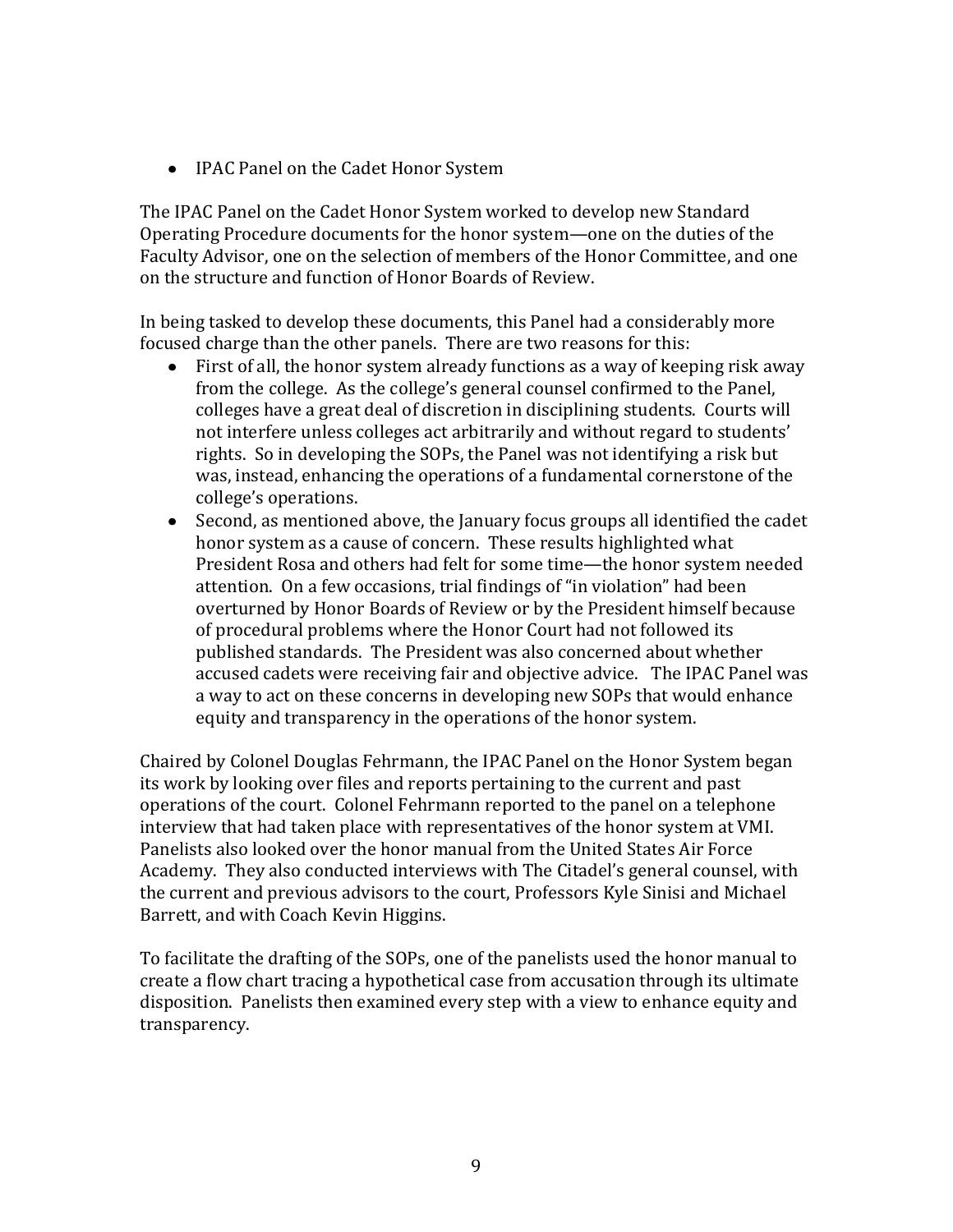- IPAC Panel on the Cadet Honor System

The IPAC Panel on the Cadet Honor System worked to develop new Standard Operating Procedure documents for the honor system—one on the duties of the Faculty Advisor, one on the selection of members of the Honor Committee, and one on the structure and function of Honor Boards of Review.

In being tasked to develop these documents, this Panel had a considerably more focused charge than the other panels. There are two reasons for this:

- First of all, the honor system already functions as a way of keeping risk away from the college. As the college's general counsel confirmed to the Panel, colleges have a great deal of discretion in disciplining students. Courts will not interfere unless colleges act arbitrarily and without regard to students' rights. So in developing the SOPs, the Panel was not identifying a risk but was, instead, enhancing the operations of a fundamental cornerstone of the college's operations.
- Second, as mentioned above, the January focus groups all identified the cadet honor system as a cause of concern. These results highlighted what President Rosa and others had felt for some time—the honor system needed attention. On a few occasions, trial findings of "in violation" had been overturned by Honor Boards of Review or by the President himself because of procedural problems where the Honor Court had not followed its published standards. The President was also concerned about whether accused cadets were receiving fair and objective advice. The IPAC Panel was a way to act on these concerns in developing new SOPs that would enhance equity and transparency in the operations of the honor system.

Chaired by Colonel Douglas Fehrmann, the IPAC Panel on the Honor System began its work by looking over files and reports pertaining to the current and past operations of the court. Colonel Fehrmann reported to the panel on a telephone interview that had taken place with representatives of the honor system at VMI. Panelists also looked over the honor manual from the United States Air Force Academy. They also conducted interviews with The Citadel's general counsel, with the current and previous advisors to the court, Professors Kyle Sinisi and Michael Barrett, and with Coach Kevin Higgins.

To facilitate the drafting of the SOPs, one of the panelists used the honor manual to create a flow chart tracing a hypothetical case from accusation through its ultimate disposition. Panelists then examined every step with a view to enhance equity and transparency.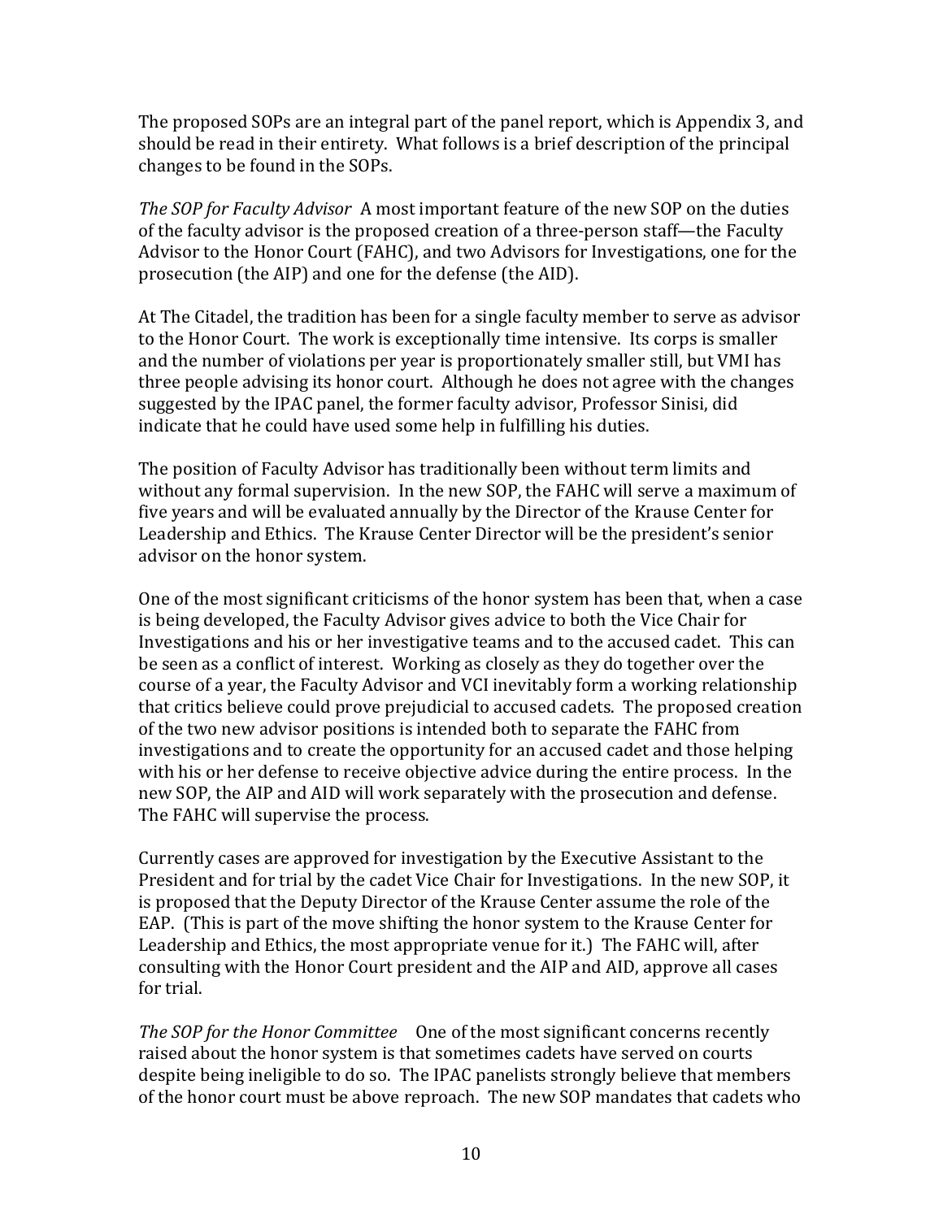The proposed SOPs are an integral part of the panel report, which is Appendix 3, and should be read in their entirety. What follows is a brief description of the principal changes to be found in the SOPs.

*The SOP for Faculty Advisor* A most important feature of the new SOP on the duties of the faculty advisor is the proposed creation of a three-person staff—the Faculty Advisor to the Honor Court (FAHC), and two Advisors for Investigations, one for the prosecution (the AIP) and one for the defense (the AID).

At The Citadel, the tradition has been for a single faculty member to serve as advisor to the Honor Court. The work is exceptionally time intensive. Its corps is smaller and the number of violations per year is proportionately smaller still, but VMI has three people advising its honor court. Although he does not agree with the changes suggested by the IPAC panel, the former faculty advisor, Professor Sinisi, did indicate that he could have used some help in fulfilling his duties.

The position of Faculty Advisor has traditionally been without term limits and without any formal supervision. In the new SOP, the FAHC will serve a maximum of five years and will be evaluated annually by the Director of the Krause Center for Leadership and Ethics. The Krause Center Director will be the president's senior advisor on the honor system.

One of the most significant criticisms of the honor system has been that, when a case is being developed, the Faculty Advisor gives advice to both the Vice Chair for Investigations and his or her investigative teams and to the accused cadet. This can be seen as a conflict of interest. Working as closely as they do together over the course of a year, the Faculty Advisor and VCI inevitably form a working relationship that critics believe could prove prejudicial to accused cadets. The proposed creation of the two new advisor positions is intended both to separate the FAHC from investigations and to create the opportunity for an accused cadet and those helping with his or her defense to receive objective advice during the entire process. In the new SOP, the AIP and AID will work separately with the prosecution and defense. The FAHC will supervise the process.

Currently cases are approved for investigation by the Executive Assistant to the President and for trial by the cadet Vice Chair for Investigations. In the new SOP, it is proposed that the Deputy Director of the Krause Center assume the role of the EAP. (This is part of the move shifting the honor system to the Krause Center for Leadership and Ethics, the most appropriate venue for it.) The FAHC will, after consulting with the Honor Court president and the AIP and AID, approve all cases for trial.

*The SOP for the Honor Committee* One of the most significant concerns recently raised about the honor system is that sometimes cadets have served on courts despite being ineligible to do so. The IPAC panelists strongly believe that members of the honor court must be above reproach. The new SOP mandates that cadets who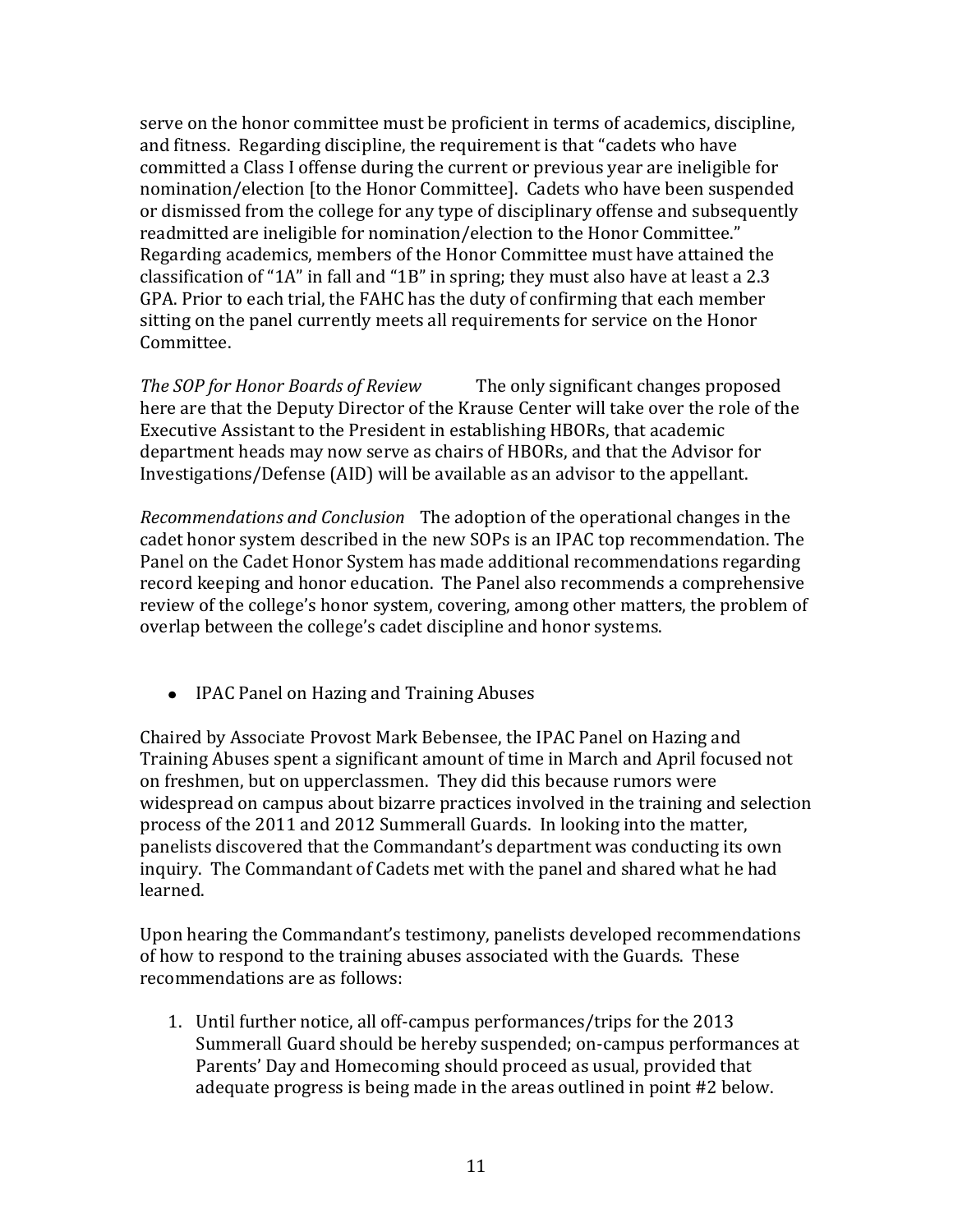serve on the honor committee must be proficient in terms of academics, discipline, and fitness. Regarding discipline, the requirement is that "cadets who have committed a Class I offense during the current or previous year are ineligible for nomination/election [to the Honor Committee]. Cadets who have been suspended or dismissed from the college for any type of disciplinary offense and subsequently readmitted are ineligible for nomination/election to the Honor Committee." Regarding academics, members of the Honor Committee must have attained the classification of "1A" in fall and "1B" in spring; they must also have at least a 2.3 GPA. Prior to each trial, the FAHC has the duty of confirming that each member sitting on the panel currently meets all requirements for service on the Honor Committee.

*The SOP for Honor Boards of Review* The only significant changes proposed here are that the Deputy Director of the Krause Center will take over the role of the Executive Assistant to the President in establishing HBORs, that academic department heads may now serve as chairs of HBORs, and that the Advisor for Investigations/Defense (AID) will be available as an advisor to the appellant.

*Recommendations and Conclusion* The adoption of the operational changes in the cadet honor system described in the new SOPs is an IPAC top recommendation. The Panel on the Cadet Honor System has made additional recommendations regarding record keeping and honor education. The Panel also recommends a comprehensive review of the college's honor system, covering, among other matters, the problem of overlap between the college's cadet discipline and honor systems.

- IPAC Panel on Hazing and Training Abuses

Chaired by Associate Provost Mark Bebensee, the IPAC Panel on Hazing and Training Abuses spent a significant amount of time in March and April focused not on freshmen, but on upperclassmen. They did this because rumors were widespread on campus about bizarre practices involved in the training and selection process of the 2011 and 2012 Summerall Guards. In looking into the matter, panelists discovered that the Commandant's department was conducting its own inquiry. The Commandant of Cadets met with the panel and shared what he had learned.

Upon hearing the Commandant's testimony, panelists developed recommendations of how to respond to the training abuses associated with the Guards. These recommendations are as follows:

1. Until further notice, all off-campus performances/trips for the 2013 Summerall Guard should be hereby suspended; on-campus performances at Parents' Day and Homecoming should proceed as usual, provided that adequate progress is being made in the areas outlined in point #2 below.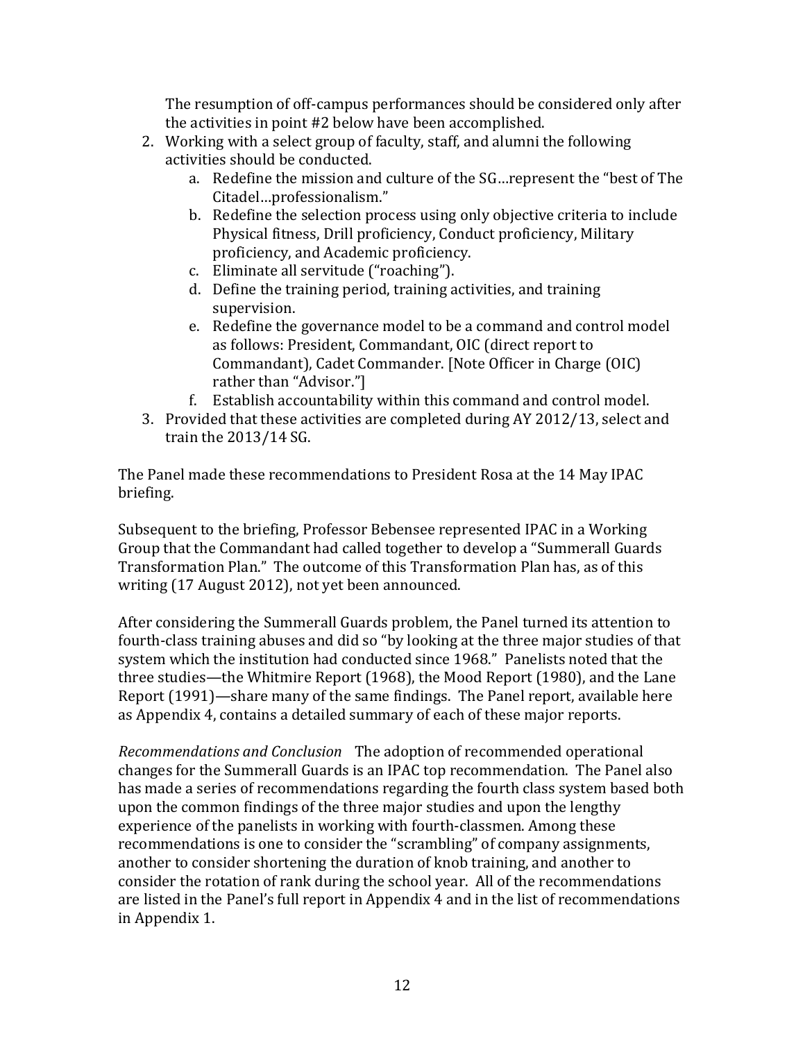The resumption of off-campus performances should be considered only after the activities in point #2 below have been accomplished.

2. Working with a select group of faculty, staff, and alumni the following activities should be conducted.
   a. Redefine the mission and culture of the SG…represent the "best of The Citadel…professionalism."
   b. Redefine the selection process using only objective criteria to include Physical fitness, Drill proficiency, Conduct proficiency, Military proficiency, and Academic proficiency.
   c. Eliminate all servitude ("roaching").
   d. Define the training period, training activities, and training supervision.
   e. Redefine the governance model to be a command and control model as follows: President, Commandant, OIC (direct report to Commandant), Cadet Commander. [Note Officer in Charge (OIC) rather than "Advisor."]
   f. Establish accountability within this command and control model.
3. Provided that these activities are completed during AY 2012/13, select and train the 2013/14 SG.

The Panel made these recommendations to President Rosa at the 14 May IPAC briefing.

Subsequent to the briefing, Professor Bebensee represented IPAC in a Working Group that the Commandant had called together to develop a "Summerall Guards Transformation Plan." The outcome of this Transformation Plan has, as of this writing (17 August 2012), not yet been announced.

After considering the Summerall Guards problem, the Panel turned its attention to fourth-class training abuses and did so "by looking at the three major studies of that system which the institution had conducted since 1968." Panelists noted that the three studies—the Whitmire Report (1968), the Mood Report (1980), and the Lane Report (1991)—share many of the same findings. The Panel report, available here as Appendix 4, contains a detailed summary of each of these major reports.

*Recommendations and Conclusion* The adoption of recommended operational changes for the Summerall Guards is an IPAC top recommendation. The Panel also has made a series of recommendations regarding the fourth class system based both upon the common findings of the three major studies and upon the lengthy experience of the panelists in working with fourth-classmen. Among these recommendations is one to consider the "scrambling" of company assignments, another to consider shortening the duration of knob training, and another to consider the rotation of rank during the school year. All of the recommendations are listed in the Panel's full report in Appendix 4 and in the list of recommendations in Appendix 1.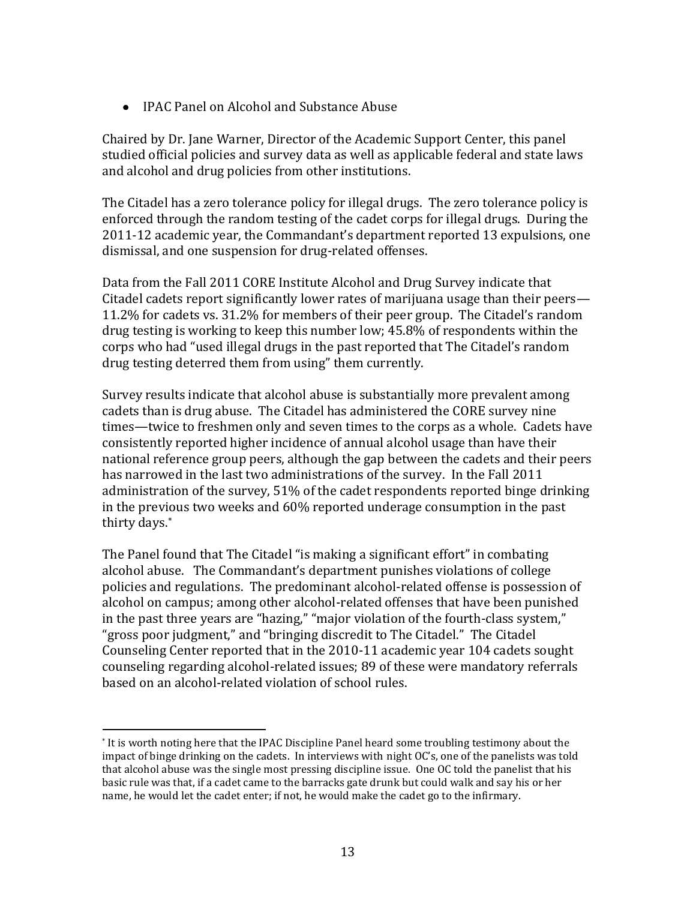- IPAC Panel on Alcohol and Substance Abuse

Chaired by Dr. Jane Warner, Director of the Academic Support Center, this panel studied official policies and survey data as well as applicable federal and state laws and alcohol and drug policies from other institutions.

The Citadel has a zero tolerance policy for illegal drugs. The zero tolerance policy is enforced through the random testing of the cadet corps for illegal drugs. During the 2011-12 academic year, the Commandant's department reported 13 expulsions, one dismissal, and one suspension for drug-related offenses.

Data from the Fall 2011 CORE Institute Alcohol and Drug Survey indicate that Citadel cadets report significantly lower rates of marijuana usage than their peers—11.2% for cadets vs. 31.2% for members of their peer group. The Citadel's random drug testing is working to keep this number low; 45.8% of respondents within the corps who had "used illegal drugs in the past reported that The Citadel's random drug testing deterred them from using" them currently.

Survey results indicate that alcohol abuse is substantially more prevalent among cadets than is drug abuse. The Citadel has administered the CORE survey nine times—twice to freshmen only and seven times to the corps as a whole. Cadets have consistently reported higher incidence of annual alcohol usage than have their national reference group peers, although the gap between the cadets and their peers has narrowed in the last two administrations of the survey. In the Fall 2011 administration of the survey, 51% of the cadet respondents reported binge drinking in the previous two weeks and 60% reported underage consumption in the past thirty days.*

The Panel found that The Citadel "is making a significant effort" in combating alcohol abuse. The Commandant's department punishes violations of college policies and regulations. The predominant alcohol-related offense is possession of alcohol on campus; among other alcohol-related offenses that have been punished in the past three years are "hazing," "major violation of the fourth-class system," "gross poor judgment," and "bringing discredit to The Citadel." The Citadel Counseling Center reported that in the 2010-11 academic year 104 cadets sought counseling regarding alcohol-related issues; 89 of these were mandatory referrals based on an alcohol-related violation of school rules.

---

* It is worth noting here that the IPAC Discipline Panel heard some troubling testimony about the impact of binge drinking on the cadets. In interviews with night OC's, one of the panelists was told that alcohol abuse was the single most pressing discipline issue. One OC told the panelist that his basic rule was that, if a cadet came to the barracks gate drunk but could walk and say his or her name, he would let the cadet enter; if not, he would make the cadet go to the infirmary.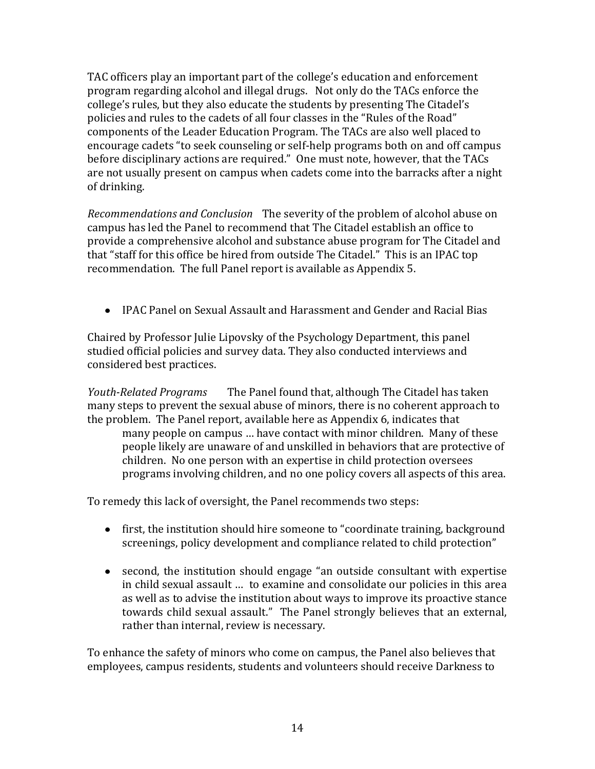TAC officers play an important part of the college's education and enforcement program regarding alcohol and illegal drugs. Not only do the TACs enforce the college's rules, but they also educate the students by presenting The Citadel's policies and rules to the cadets of all four classes in the "Rules of the Road" components of the Leader Education Program. The TACs are also well placed to encourage cadets "to seek counseling or self-help programs both on and off campus before disciplinary actions are required." One must note, however, that the TACs are not usually present on campus when cadets come into the barracks after a night of drinking.

*Recommendations and Conclusion* The severity of the problem of alcohol abuse on campus has led the Panel to recommend that The Citadel establish an office to provide a comprehensive alcohol and substance abuse program for The Citadel and that "staff for this office be hired from outside The Citadel." This is an IPAC top recommendation. The full Panel report is available as Appendix 5.

- IPAC Panel on Sexual Assault and Harassment and Gender and Racial Bias

Chaired by Professor Julie Lipovsky of the Psychology Department, this panel studied official policies and survey data. They also conducted interviews and considered best practices.

*Youth-Related Programs* The Panel found that, although The Citadel has taken many steps to prevent the sexual abuse of minors, there is no coherent approach to the problem. The Panel report, available here as Appendix 6, indicates that

> many people on campus … have contact with minor children. Many of these people likely are unaware of and unskilled in behaviors that are protective of children. No one person with an expertise in child protection oversees programs involving children, and no one policy covers all aspects of this area.

To remedy this lack of oversight, the Panel recommends two steps:

- first, the institution should hire someone to "coordinate training, background screenings, policy development and compliance related to child protection"
- second, the institution should engage "an outside consultant with expertise in child sexual assault … to examine and consolidate our policies in this area as well as to advise the institution about ways to improve its proactive stance towards child sexual assault." The Panel strongly believes that an external, rather than internal, review is necessary.

To enhance the safety of minors who come on campus, the Panel also believes that employees, campus residents, students and volunteers should receive Darkness to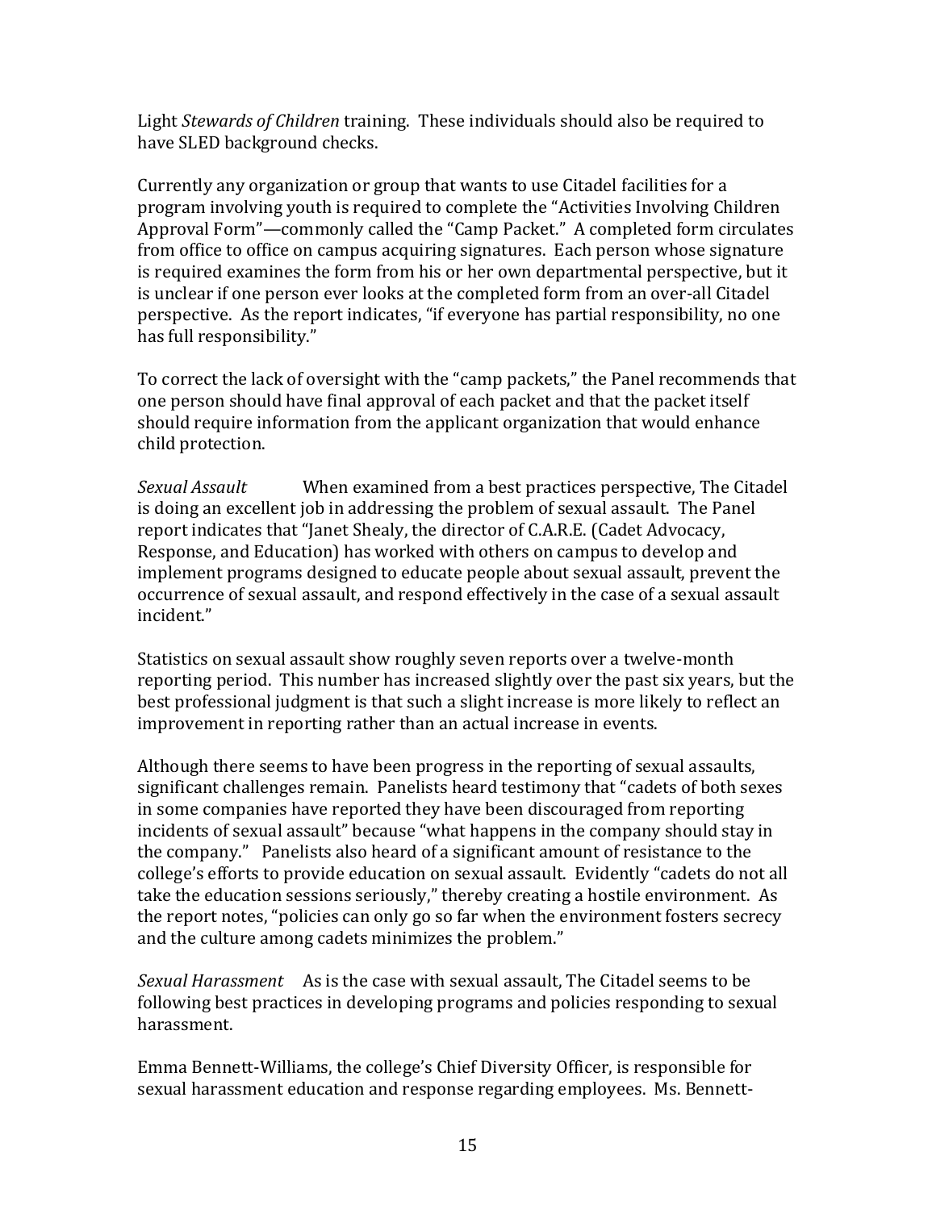Light *Stewards of Children* training. These individuals should also be required to have SLED background checks.

Currently any organization or group that wants to use Citadel facilities for a program involving youth is required to complete the "Activities Involving Children Approval Form"—commonly called the "Camp Packet." A completed form circulates from office to office on campus acquiring signatures. Each person whose signature is required examines the form from his or her own departmental perspective, but it is unclear if one person ever looks at the completed form from an over-all Citadel perspective. As the report indicates, "if everyone has partial responsibility, no one has full responsibility."

To correct the lack of oversight with the "camp packets," the Panel recommends that one person should have final approval of each packet and that the packet itself should require information from the applicant organization that would enhance child protection.

*Sexual Assault* When examined from a best practices perspective, The Citadel is doing an excellent job in addressing the problem of sexual assault. The Panel report indicates that "Janet Shealy, the director of C.A.R.E. (Cadet Advocacy, Response, and Education) has worked with others on campus to develop and implement programs designed to educate people about sexual assault, prevent the occurrence of sexual assault, and respond effectively in the case of a sexual assault incident."

Statistics on sexual assault show roughly seven reports over a twelve-month reporting period. This number has increased slightly over the past six years, but the best professional judgment is that such a slight increase is more likely to reflect an improvement in reporting rather than an actual increase in events.

Although there seems to have been progress in the reporting of sexual assaults, significant challenges remain. Panelists heard testimony that "cadets of both sexes in some companies have reported they have been discouraged from reporting incidents of sexual assault" because "what happens in the company should stay in the company." Panelists also heard of a significant amount of resistance to the college's efforts to provide education on sexual assault. Evidently "cadets do not all take the education sessions seriously," thereby creating a hostile environment. As the report notes, "policies can only go so far when the environment fosters secrecy and the culture among cadets minimizes the problem."

*Sexual Harassment* As is the case with sexual assault, The Citadel seems to be following best practices in developing programs and policies responding to sexual harassment.

Emma Bennett-Williams, the college's Chief Diversity Officer, is responsible for sexual harassment education and response regarding employees. Ms. Bennett-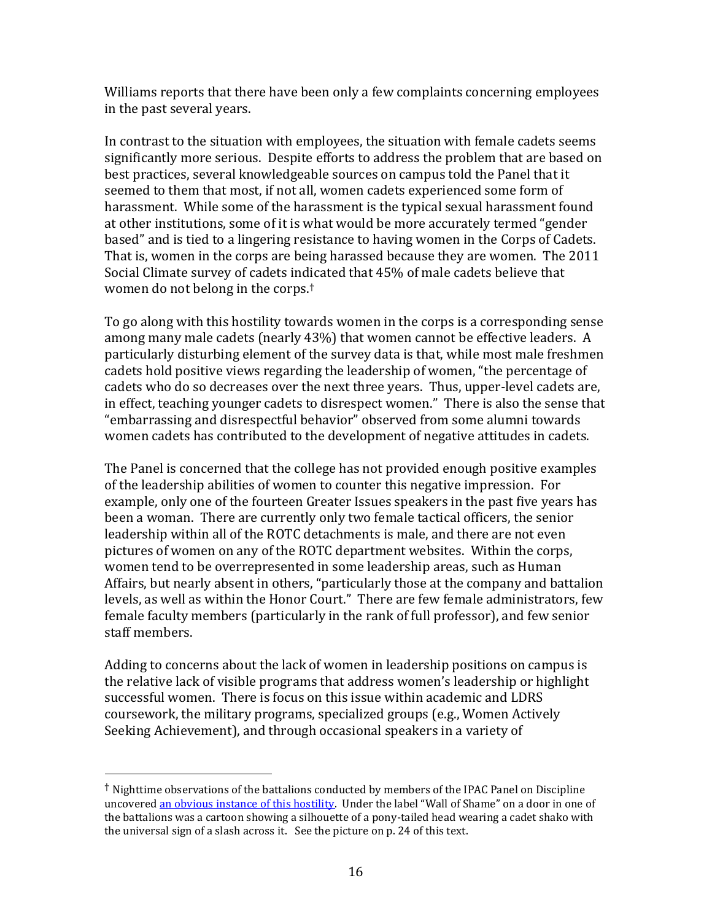Williams reports that there have been only a few complaints concerning employees in the past several years.

In contrast to the situation with employees, the situation with female cadets seems significantly more serious. Despite efforts to address the problem that are based on best practices, several knowledgeable sources on campus told the Panel that it seemed to them that most, if not all, women cadets experienced some form of harassment. While some of the harassment is the typical sexual harassment found at other institutions, some of it is what would be more accurately termed "gender based" and is tied to a lingering resistance to having women in the Corps of Cadets. That is, women in the corps are being harassed because they are women. The 2011 Social Climate survey of cadets indicated that 45% of male cadets believe that women do not belong in the corps.[†]

To go along with this hostility towards women in the corps is a corresponding sense among many male cadets (nearly 43%) that women cannot be effective leaders. A particularly disturbing element of the survey data is that, while most male freshmen cadets hold positive views regarding the leadership of women, "the percentage of cadets who do so decreases over the next three years. Thus, upper-level cadets are, in effect, teaching younger cadets to disrespect women." There is also the sense that "embarrassing and disrespectful behavior" observed from some alumni towards women cadets has contributed to the development of negative attitudes in cadets.

The Panel is concerned that the college has not provided enough positive examples of the leadership abilities of women to counter this negative impression. For example, only one of the fourteen Greater Issues speakers in the past five years has been a woman. There are currently only two female tactical officers, the senior leadership within all of the ROTC detachments is male, and there are not even pictures of women on any of the ROTC department websites. Within the corps, women tend to be overrepresented in some leadership areas, such as Human Affairs, but nearly absent in others, "particularly those at the company and battalion levels, as well as within the Honor Court." There are few female administrators, few female faculty members (particularly in the rank of full professor), and few senior staff members.

Adding to concerns about the lack of women in leadership positions on campus is the relative lack of visible programs that address women's leadership or highlight successful women. There is focus on this issue within academic and LDRS coursework, the military programs, specialized groups (e.g., Women Actively Seeking Achievement), and through occasional speakers in a variety of

---

[†] Nighttime observations of the battalions conducted by members of the IPAC Panel on Discipline uncovered an obvious instance of this hostility. Under the label "Wall of Shame" on a door in one of the battalions was a cartoon showing a silhouette of a pony-tailed head wearing a cadet shako with the universal sign of a slash across it. See the picture on p. 24 of this text.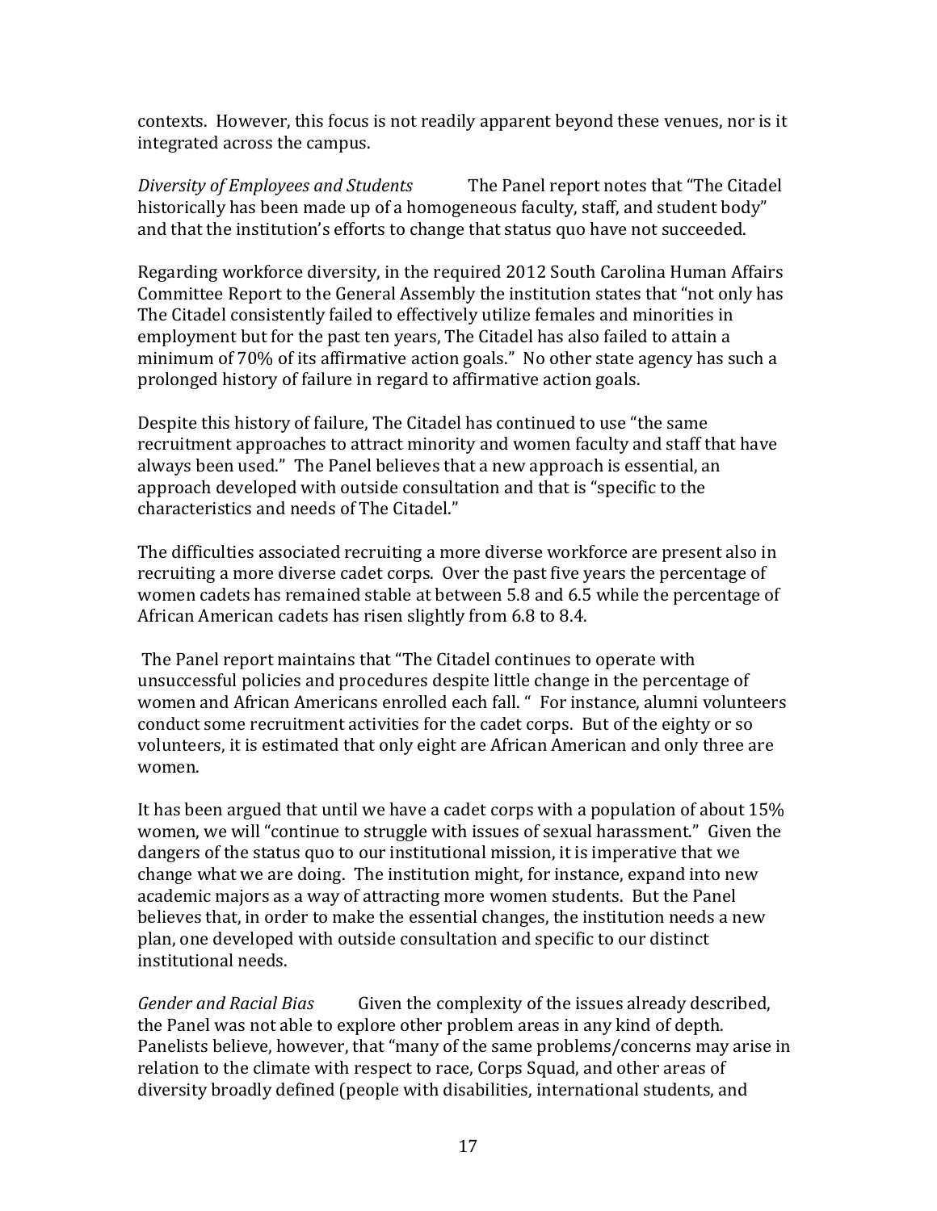contexts. However, this focus is not readily apparent beyond these venues, nor is it integrated across the campus.

*Diversity of Employees and Students* The Panel report notes that "The Citadel historically has been made up of a homogeneous faculty, staff, and student body" and that the institution's efforts to change that status quo have not succeeded.

Regarding workforce diversity, in the required 2012 South Carolina Human Affairs Committee Report to the General Assembly the institution states that "not only has The Citadel consistently failed to effectively utilize females and minorities in employment but for the past ten years, The Citadel has also failed to attain a minimum of 70% of its affirmative action goals." No other state agency has such a prolonged history of failure in regard to affirmative action goals.

Despite this history of failure, The Citadel has continued to use "the same recruitment approaches to attract minority and women faculty and staff that have always been used." The Panel believes that a new approach is essential, an approach developed with outside consultation and that is "specific to the characteristics and needs of The Citadel."

The difficulties associated recruiting a more diverse workforce are present also in recruiting a more diverse cadet corps. Over the past five years the percentage of women cadets has remained stable at between 5.8 and 6.5 while the percentage of African American cadets has risen slightly from 6.8 to 8.4.

The Panel report maintains that "The Citadel continues to operate with unsuccessful policies and procedures despite little change in the percentage of women and African Americans enrolled each fall. " For instance, alumni volunteers conduct some recruitment activities for the cadet corps. But of the eighty or so volunteers, it is estimated that only eight are African American and only three are women.

It has been argued that until we have a cadet corps with a population of about 15% women, we will "continue to struggle with issues of sexual harassment." Given the dangers of the status quo to our institutional mission, it is imperative that we change what we are doing. The institution might, for instance, expand into new academic majors as a way of attracting more women students. But the Panel believes that, in order to make the essential changes, the institution needs a new plan, one developed with outside consultation and specific to our distinct institutional needs.

*Gender and Racial Bias* Given the complexity of the issues already described, the Panel was not able to explore other problem areas in any kind of depth. Panelists believe, however, that "many of the same problems/concerns may arise in relation to the climate with respect to race, Corps Squad, and other areas of diversity broadly defined (people with disabilities, international students, and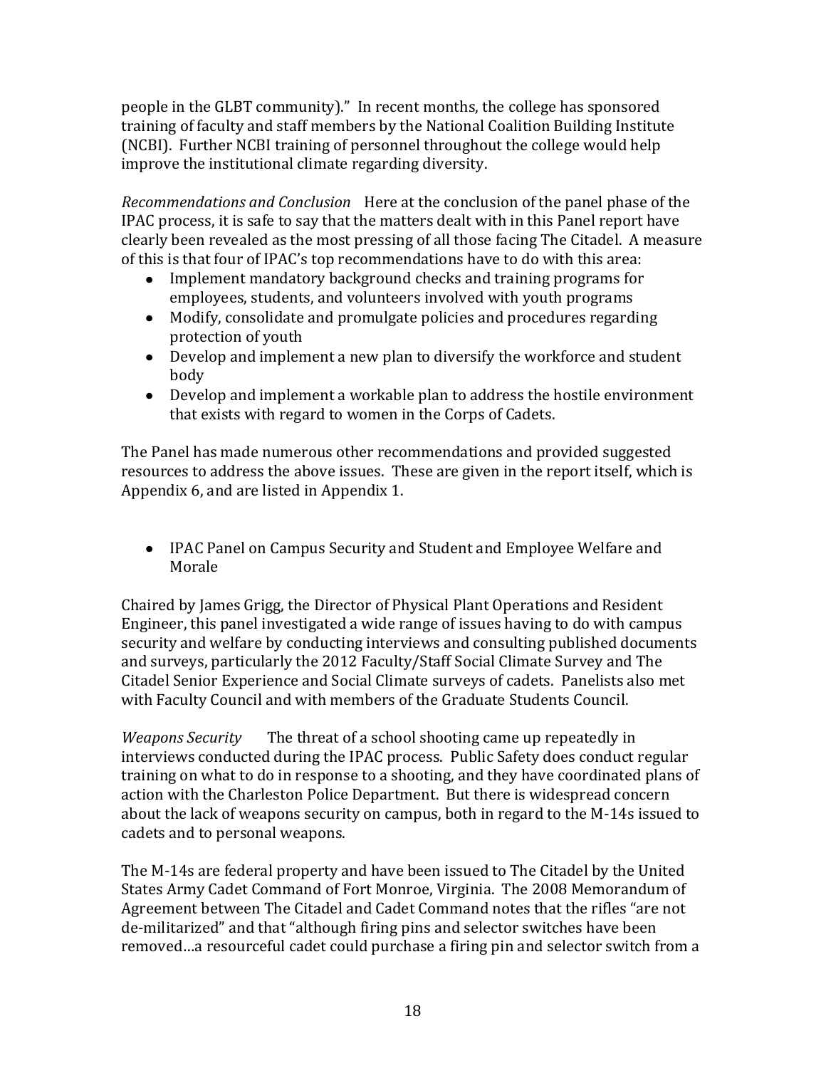people in the GLBT community)." In recent months, the college has sponsored training of faculty and staff members by the National Coalition Building Institute (NCBI). Further NCBI training of personnel throughout the college would help improve the institutional climate regarding diversity.

*Recommendations and Conclusion* Here at the conclusion of the panel phase of the IPAC process, it is safe to say that the matters dealt with in this Panel report have clearly been revealed as the most pressing of all those facing The Citadel. A measure of this is that four of IPAC's top recommendations have to do with this area:

- Implement mandatory background checks and training programs for employees, students, and volunteers involved with youth programs
- Modify, consolidate and promulgate policies and procedures regarding protection of youth
- Develop and implement a new plan to diversify the workforce and student body
- Develop and implement a workable plan to address the hostile environment that exists with regard to women in the Corps of Cadets.

The Panel has made numerous other recommendations and provided suggested resources to address the above issues. These are given in the report itself, which is Appendix 6, and are listed in Appendix 1.

- IPAC Panel on Campus Security and Student and Employee Welfare and Morale

Chaired by James Grigg, the Director of Physical Plant Operations and Resident Engineer, this panel investigated a wide range of issues having to do with campus security and welfare by conducting interviews and consulting published documents and surveys, particularly the 2012 Faculty/Staff Social Climate Survey and The Citadel Senior Experience and Social Climate surveys of cadets. Panelists also met with Faculty Council and with members of the Graduate Students Council.

*Weapons Security* The threat of a school shooting came up repeatedly in interviews conducted during the IPAC process. Public Safety does conduct regular training on what to do in response to a shooting, and they have coordinated plans of action with the Charleston Police Department. But there is widespread concern about the lack of weapons security on campus, both in regard to the M-14s issued to cadets and to personal weapons.

The M-14s are federal property and have been issued to The Citadel by the United States Army Cadet Command of Fort Monroe, Virginia. The 2008 Memorandum of Agreement between The Citadel and Cadet Command notes that the rifles "are not de-militarized" and that "although firing pins and selector switches have been removed…a resourceful cadet could purchase a firing pin and selector switch from a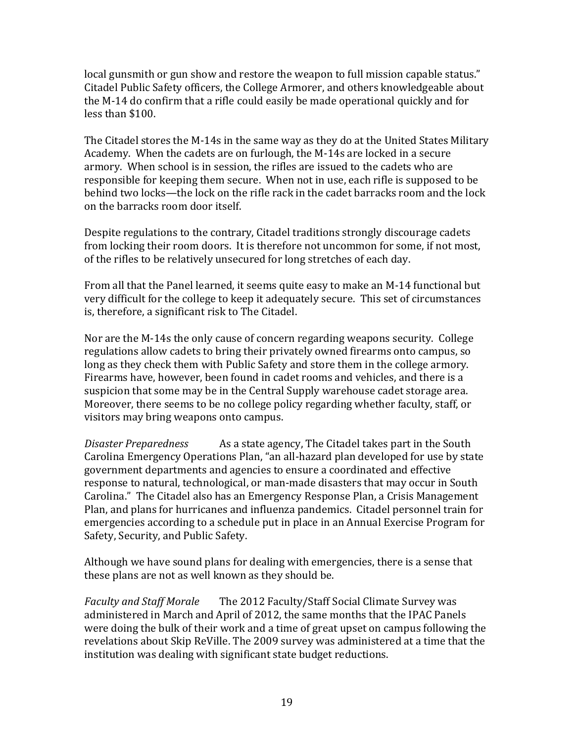local gunsmith or gun show and restore the weapon to full mission capable status." Citadel Public Safety officers, the College Armorer, and others knowledgeable about the M-14 do confirm that a rifle could easily be made operational quickly and for less than $100.

The Citadel stores the M-14s in the same way as they do at the United States Military Academy. When the cadets are on furlough, the M-14s are locked in a secure armory. When school is in session, the rifles are issued to the cadets who are responsible for keeping them secure. When not in use, each rifle is supposed to be behind two locks—the lock on the rifle rack in the cadet barracks room and the lock on the barracks room door itself.

Despite regulations to the contrary, Citadel traditions strongly discourage cadets from locking their room doors. It is therefore not uncommon for some, if not most, of the rifles to be relatively unsecured for long stretches of each day.

From all that the Panel learned, it seems quite easy to make an M-14 functional but very difficult for the college to keep it adequately secure. This set of circumstances is, therefore, a significant risk to The Citadel.

Nor are the M-14s the only cause of concern regarding weapons security. College regulations allow cadets to bring their privately owned firearms onto campus, so long as they check them with Public Safety and store them in the college armory. Firearms have, however, been found in cadet rooms and vehicles, and there is a suspicion that some may be in the Central Supply warehouse cadet storage area. Moreover, there seems to be no college policy regarding whether faculty, staff, or visitors may bring weapons onto campus.

*Disaster Preparedness* As a state agency, The Citadel takes part in the South Carolina Emergency Operations Plan, "an all-hazard plan developed for use by state government departments and agencies to ensure a coordinated and effective response to natural, technological, or man-made disasters that may occur in South Carolina." The Citadel also has an Emergency Response Plan, a Crisis Management Plan, and plans for hurricanes and influenza pandemics. Citadel personnel train for emergencies according to a schedule put in place in an Annual Exercise Program for Safety, Security, and Public Safety.

Although we have sound plans for dealing with emergencies, there is a sense that these plans are not as well known as they should be.

*Faculty and Staff Morale* The 2012 Faculty/Staff Social Climate Survey was administered in March and April of 2012, the same months that the IPAC Panels were doing the bulk of their work and a time of great upset on campus following the revelations about Skip ReVille. The 2009 survey was administered at a time that the institution was dealing with significant state budget reductions.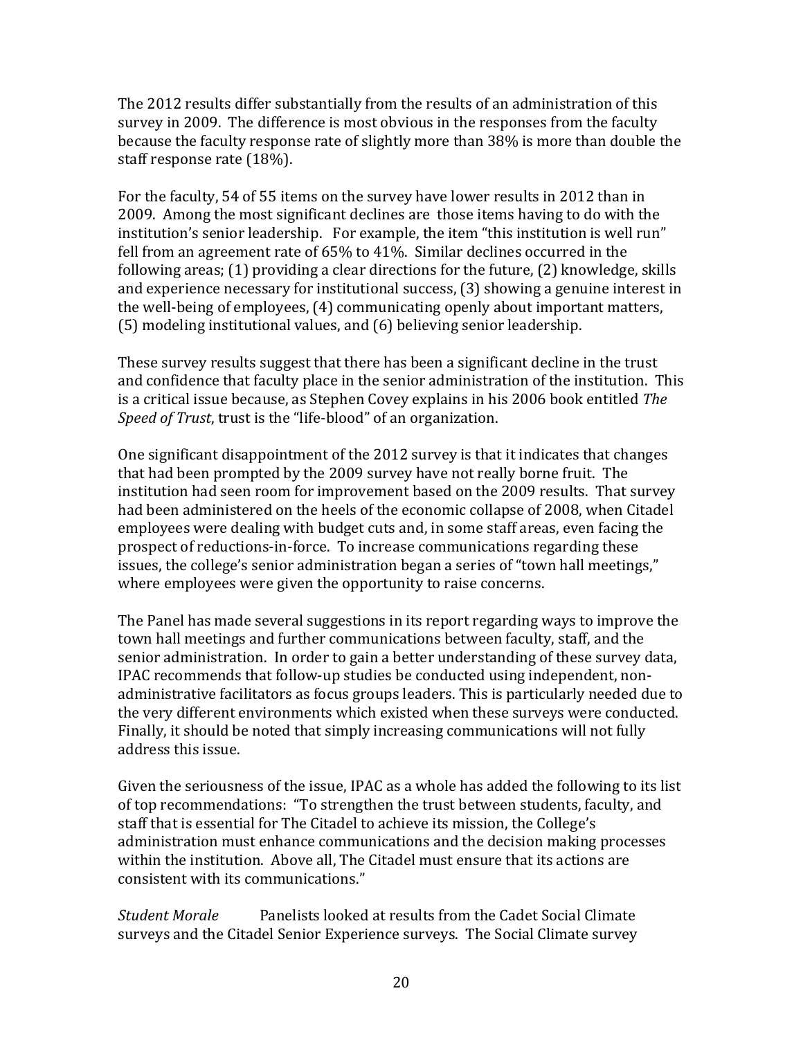The 2012 results differ substantially from the results of an administration of this survey in 2009. The difference is most obvious in the responses from the faculty because the faculty response rate of slightly more than 38% is more than double the staff response rate (18%).

For the faculty, 54 of 55 items on the survey have lower results in 2012 than in 2009. Among the most significant declines are those items having to do with the institution's senior leadership. For example, the item "this institution is well run" fell from an agreement rate of 65% to 41%. Similar declines occurred in the following areas; (1) providing a clear directions for the future, (2) knowledge, skills and experience necessary for institutional success, (3) showing a genuine interest in the well-being of employees, (4) communicating openly about important matters, (5) modeling institutional values, and (6) believing senior leadership.

These survey results suggest that there has been a significant decline in the trust and confidence that faculty place in the senior administration of the institution. This is a critical issue because, as Stephen Covey explains in his 2006 book entitled *The Speed of Trust*, trust is the "life-blood" of an organization.

One significant disappointment of the 2012 survey is that it indicates that changes that had been prompted by the 2009 survey have not really borne fruit. The institution had seen room for improvement based on the 2009 results. That survey had been administered on the heels of the economic collapse of 2008, when Citadel employees were dealing with budget cuts and, in some staff areas, even facing the prospect of reductions-in-force. To increase communications regarding these issues, the college's senior administration began a series of "town hall meetings," where employees were given the opportunity to raise concerns.

The Panel has made several suggestions in its report regarding ways to improve the town hall meetings and further communications between faculty, staff, and the senior administration. In order to gain a better understanding of these survey data, IPAC recommends that follow-up studies be conducted using independent, non-administrative facilitators as focus groups leaders. This is particularly needed due to the very different environments which existed when these surveys were conducted. Finally, it should be noted that simply increasing communications will not fully address this issue.

Given the seriousness of the issue, IPAC as a whole has added the following to its list of top recommendations: "To strengthen the trust between students, faculty, and staff that is essential for The Citadel to achieve its mission, the College's administration must enhance communications and the decision making processes within the institution. Above all, The Citadel must ensure that its actions are consistent with its communications."

*Student Morale* Panelists looked at results from the Cadet Social Climate surveys and the Citadel Senior Experience surveys. The Social Climate survey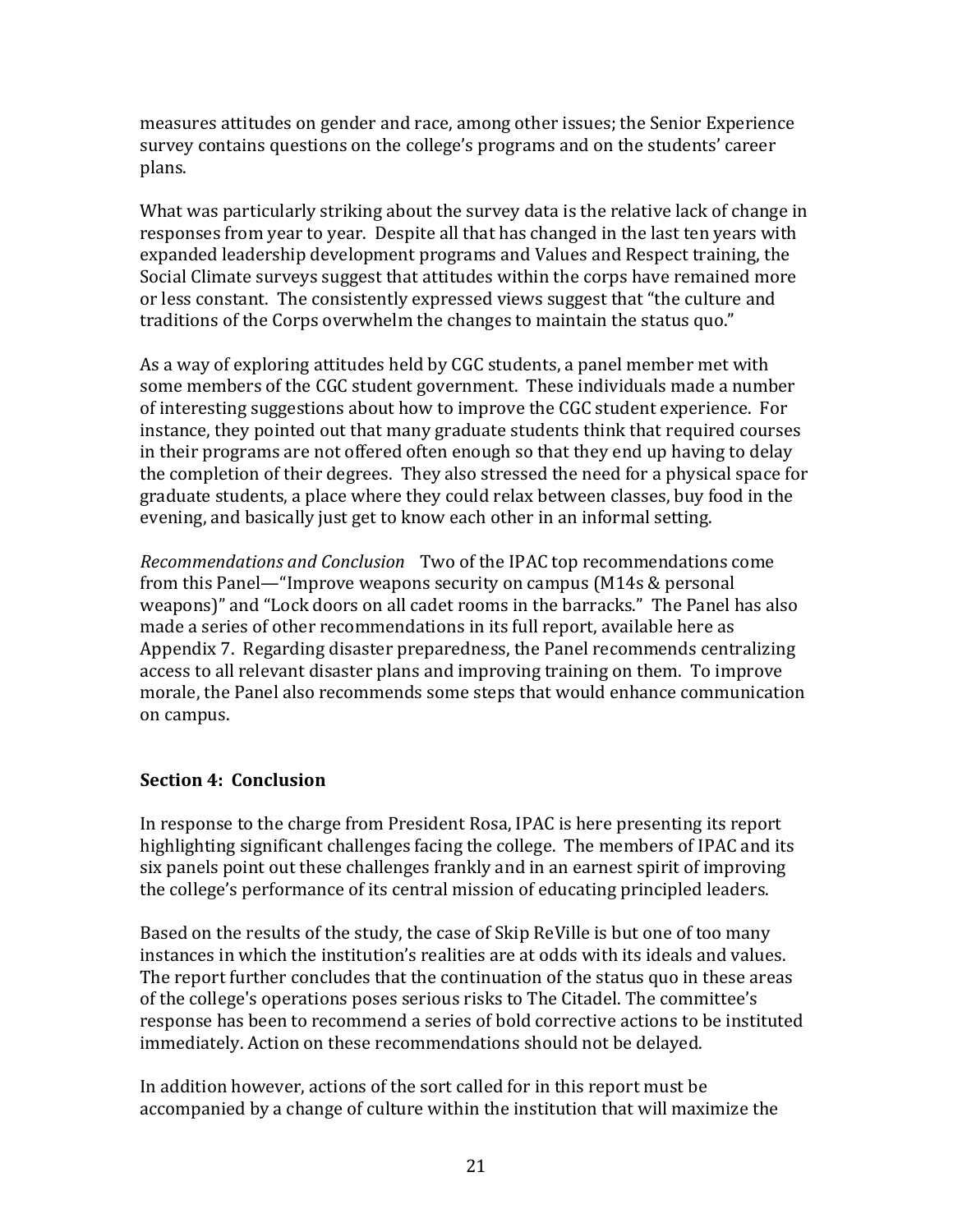measures attitudes on gender and race, among other issues; the Senior Experience survey contains questions on the college's programs and on the students' career plans.

What was particularly striking about the survey data is the relative lack of change in responses from year to year. Despite all that has changed in the last ten years with expanded leadership development programs and Values and Respect training, the Social Climate surveys suggest that attitudes within the corps have remained more or less constant. The consistently expressed views suggest that "the culture and traditions of the Corps overwhelm the changes to maintain the status quo."

As a way of exploring attitudes held by CGC students, a panel member met with some members of the CGC student government. These individuals made a number of interesting suggestions about how to improve the CGC student experience. For instance, they pointed out that many graduate students think that required courses in their programs are not offered often enough so that they end up having to delay the completion of their degrees. They also stressed the need for a physical space for graduate students, a place where they could relax between classes, buy food in the evening, and basically just get to know each other in an informal setting.

*Recommendations and Conclusion* Two of the IPAC top recommendations come from this Panel—"Improve weapons security on campus (M14s & personal weapons)" and "Lock doors on all cadet rooms in the barracks." The Panel has also made a series of other recommendations in its full report, available here as Appendix 7. Regarding disaster preparedness, the Panel recommends centralizing access to all relevant disaster plans and improving training on them. To improve morale, the Panel also recommends some steps that would enhance communication on campus.

## Section 4: Conclusion

In response to the charge from President Rosa, IPAC is here presenting its report highlighting significant challenges facing the college. The members of IPAC and its six panels point out these challenges frankly and in an earnest spirit of improving the college's performance of its central mission of educating principled leaders.

Based on the results of the study, the case of Skip ReVille is but one of too many instances in which the institution's realities are at odds with its ideals and values. The report further concludes that the continuation of the status quo in these areas of the college's operations poses serious risks to The Citadel. The committee's response has been to recommend a series of bold corrective actions to be instituted immediately. Action on these recommendations should not be delayed.

In addition however, actions of the sort called for in this report must be accompanied by a change of culture within the institution that will maximize the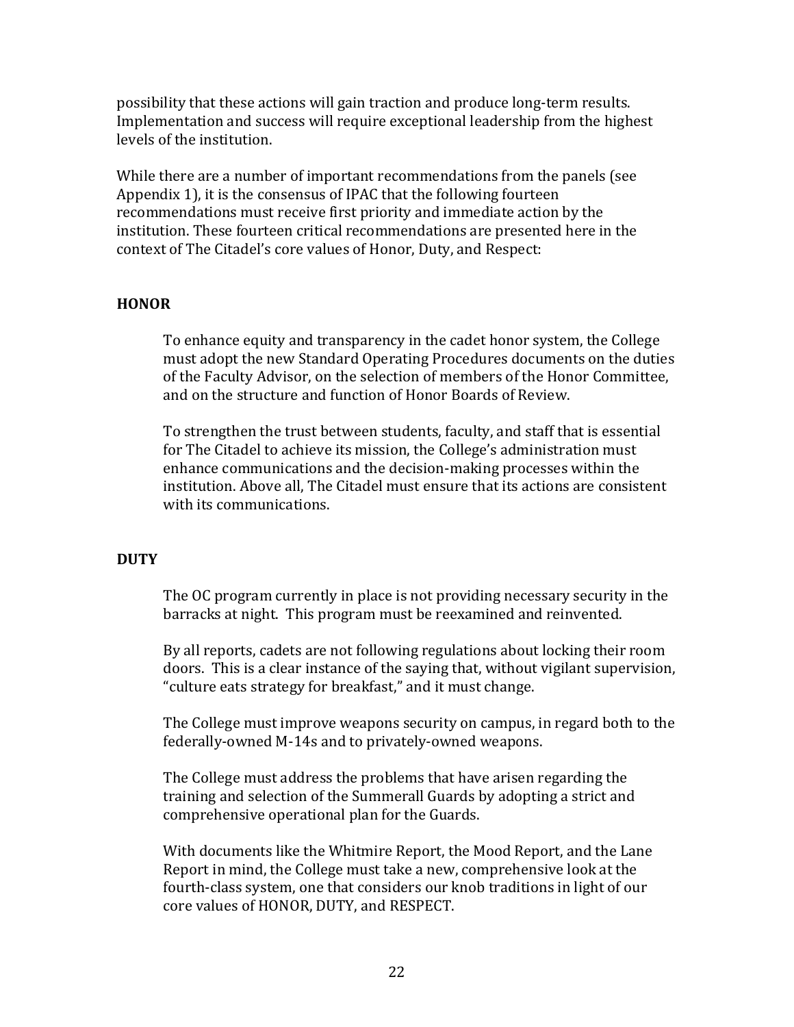possibility that these actions will gain traction and produce long-term results. Implementation and success will require exceptional leadership from the highest levels of the institution.

While there are a number of important recommendations from the panels (see Appendix 1), it is the consensus of IPAC that the following fourteen recommendations must receive first priority and immediate action by the institution. These fourteen critical recommendations are presented here in the context of The Citadel's core values of Honor, Duty, and Respect:

**HONOR**

> To enhance equity and transparency in the cadet honor system, the College must adopt the new Standard Operating Procedures documents on the duties of the Faculty Advisor, on the selection of members of the Honor Committee, and on the structure and function of Honor Boards of Review.
>
> To strengthen the trust between students, faculty, and staff that is essential for The Citadel to achieve its mission, the College's administration must enhance communications and the decision-making processes within the institution. Above all, The Citadel must ensure that its actions are consistent with its communications.

**DUTY**

> The OC program currently in place is not providing necessary security in the barracks at night. This program must be reexamined and reinvented.
>
> By all reports, cadets are not following regulations about locking their room doors. This is a clear instance of the saying that, without vigilant supervision, "culture eats strategy for breakfast," and it must change.
>
> The College must improve weapons security on campus, in regard both to the federally-owned M-14s and to privately-owned weapons.
>
> The College must address the problems that have arisen regarding the training and selection of the Summerall Guards by adopting a strict and comprehensive operational plan for the Guards.
>
> With documents like the Whitmire Report, the Mood Report, and the Lane Report in mind, the College must take a new, comprehensive look at the fourth-class system, one that considers our knob traditions in light of our core values of HONOR, DUTY, and RESPECT.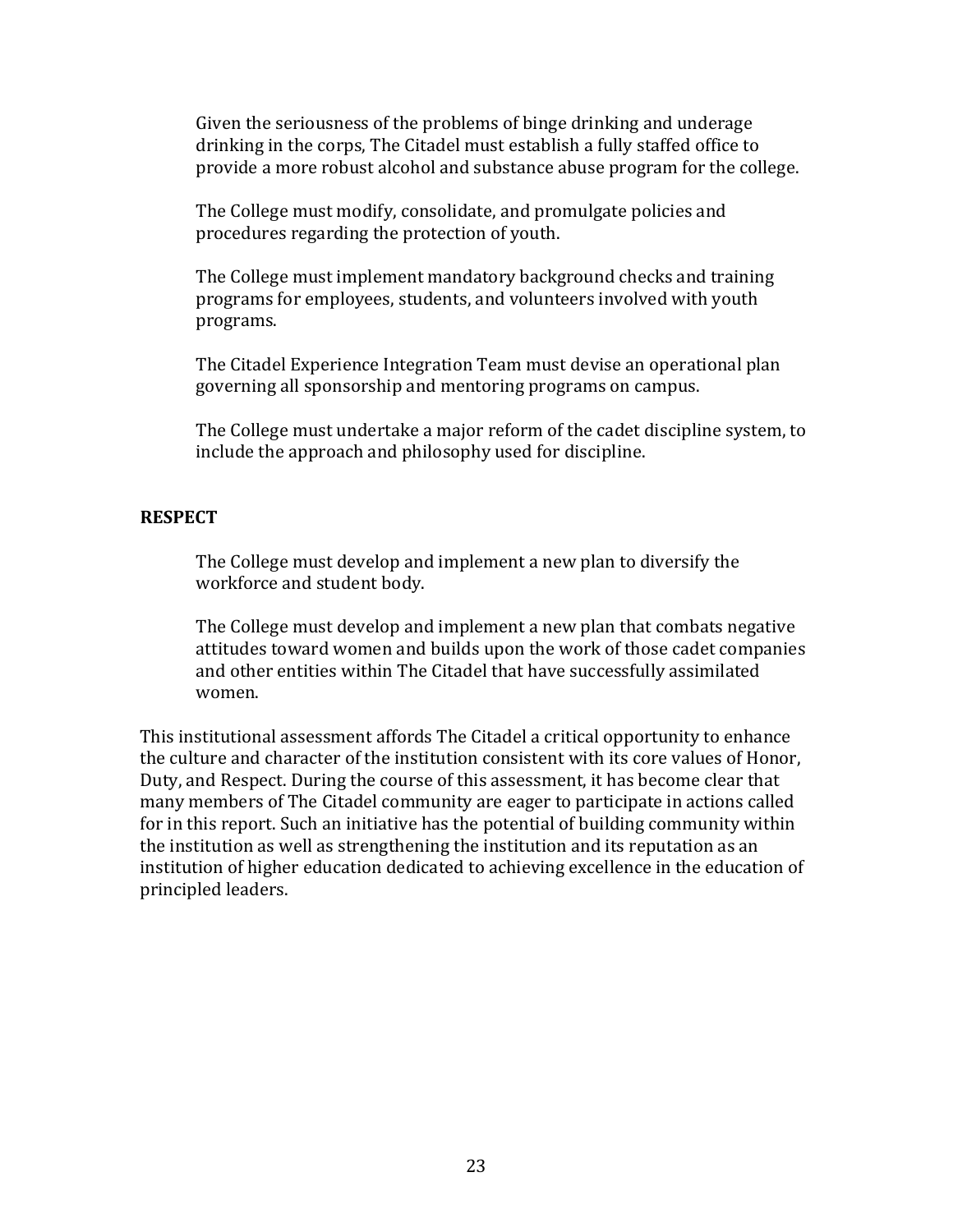Given the seriousness of the problems of binge drinking and underage drinking in the corps, The Citadel must establish a fully staffed office to provide a more robust alcohol and substance abuse program for the college.

The College must modify, consolidate, and promulgate policies and procedures regarding the protection of youth.

The College must implement mandatory background checks and training programs for employees, students, and volunteers involved with youth programs.

The Citadel Experience Integration Team must devise an operational plan governing all sponsorship and mentoring programs on campus.

The College must undertake a major reform of the cadet discipline system, to include the approach and philosophy used for discipline.

**RESPECT**

The College must develop and implement a new plan to diversify the workforce and student body.

The College must develop and implement a new plan that combats negative attitudes toward women and builds upon the work of those cadet companies and other entities within The Citadel that have successfully assimilated women.

This institutional assessment affords The Citadel a critical opportunity to enhance the culture and character of the institution consistent with its core values of Honor, Duty, and Respect. During the course of this assessment, it has become clear that many members of The Citadel community are eager to participate in actions called for in this report. Such an initiative has the potential of building community within the institution as well as strengthening the institution and its reputation as an institution of higher education dedicated to achieving excellence in the education of principled leaders.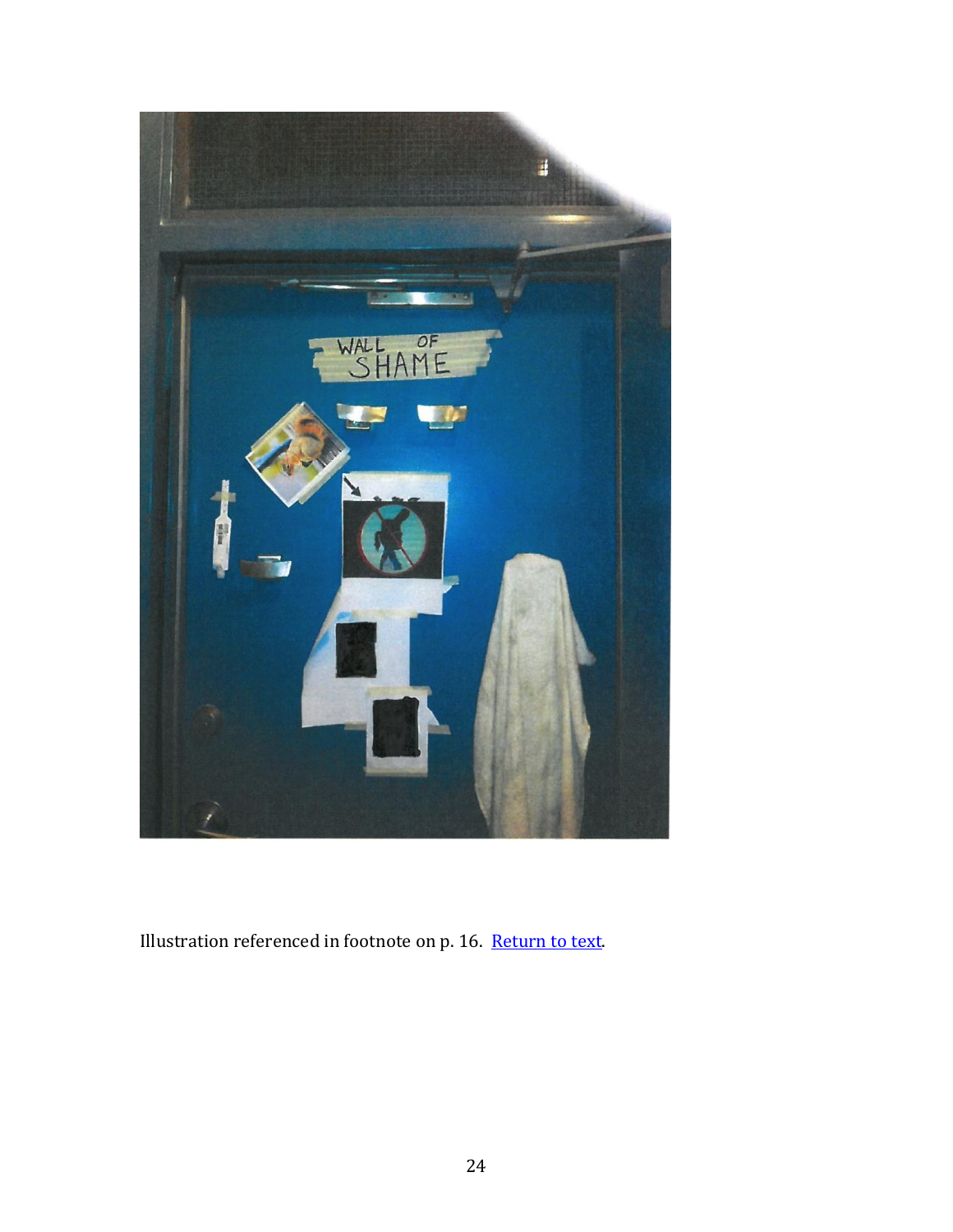Illustration referenced in footnote on p. 16. [Return to text](#).